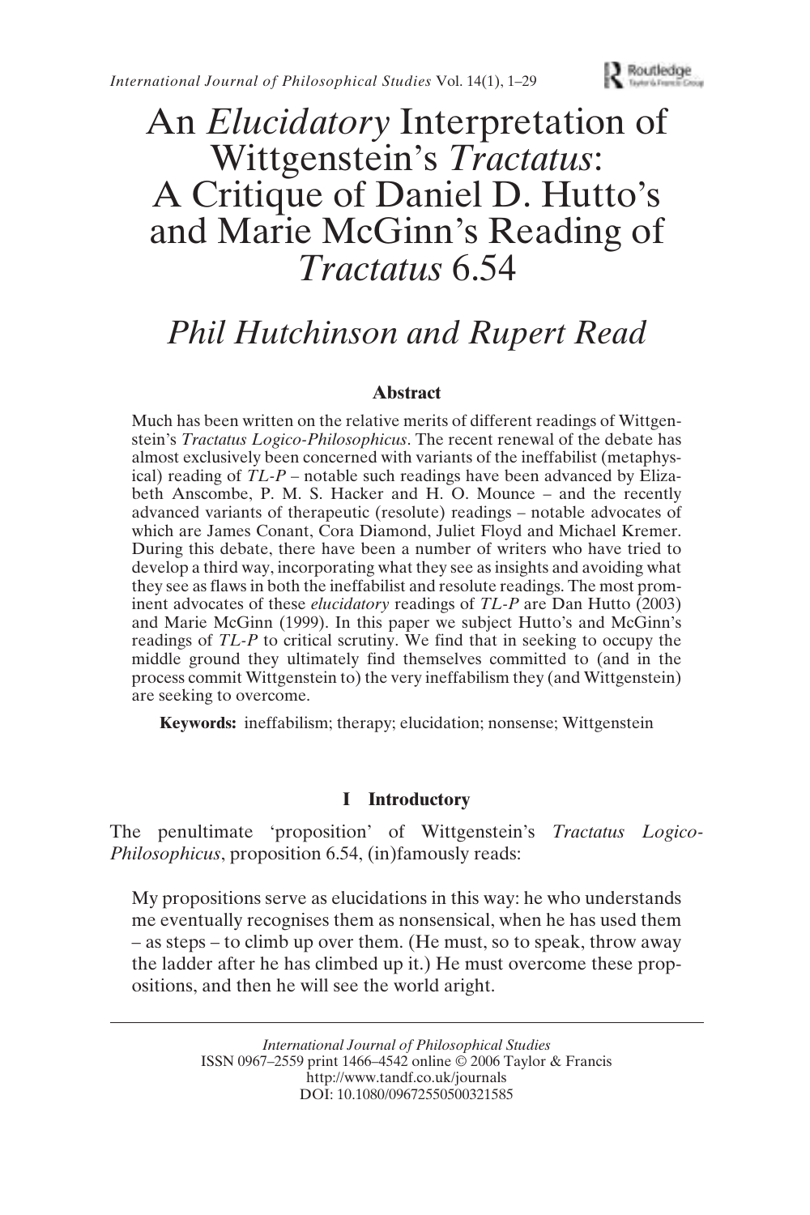# An *Elucidatory* Interpretation of Wittgenstein's *Tractatus*: A Critique of Daniel D. Hutto's and Marie McGinn's Reading of *Tractatus* 6.54

## *Phil Hutchinson and Rupert Read*

### Abstract

Much has been written on the relative merits of different readings of Wittgenstein's *Tractatus Logico-Philosophicus*. The recent renewal of the debate has almost exclusively been concerned with variants of the ineffabilist (metaphysical) reading of *TL-P* – notable such readings have been advanced by Elizabeth Anscombe, P. M. S. Hacker and H. O. Mounce – and the recently advanced variants of therapeutic (resolute) readings – notable advocates of which are James Conant, Cora Diamond, Juliet Floyd and Michael Kremer. During this debate, there have been a number of writers who have tried to develop a third way, incorporating what they see as insights and avoiding what they see as flaws in both the ineffabilist and resolute readings. The most prominent advocates of these *elucidatory* readings of *TL-P* are Dan Hutto (2003) and Marie McGinn (1999). In this paper we subject Hutto's and McGinn's readings of *TL-P* to critical scrutiny. We find that in seeking to occupy the middle ground they ultimately find themselves committed to (and in the process commit Wittgenstein to) the very ineffabilism they (and Wittgenstein) are seeking to overcome.

**Keywords:** ineffabilism; therapy; elucidation; nonsense; Wittgenstein

### I Introductory

The penultimate 'proposition' of Wittgenstein's *Tractatus Logico-Philosophicus*, proposition 6.54, (in)famously reads:

> My propositions serve as elucidations in this way: he who understands me eventually recognises them as nonsensical, when he has used them – as steps – to climb up over them. (He must, so to speak, throw away the ladder after he has climbed up it.) He must overcome these propositions, and then he will see the world aright.

---

*International Journal of Philosophical Studies*
ISSN 0967–2559 print 1466–4542 online © 2006 Taylor & Francis
http://www.tandf.co.uk/journals
DOI: 10.1080/09672550500321585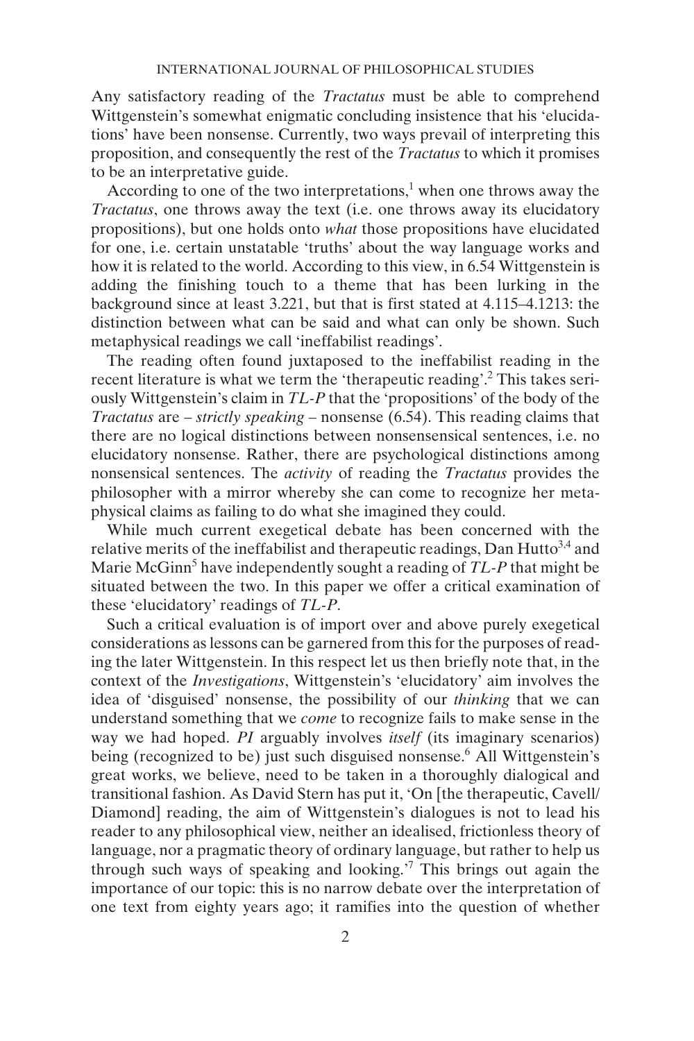Any satisfactory reading of the *Tractatus* must be able to comprehend Wittgenstein's somewhat enigmatic concluding insistence that his 'elucidations' have been nonsense. Currently, two ways prevail of interpreting this proposition, and consequently the rest of the *Tractatus* to which it promises to be an interpretative guide.

According to one of the two interpretations,[1] when one throws away the *Tractatus*, one throws away the text (i.e. one throws away its elucidatory propositions), but one holds onto *what* those propositions have elucidated for one, i.e. certain unstatable 'truths' about the way language works and how it is related to the world. According to this view, in 6.54 Wittgenstein is adding the finishing touch to a theme that has been lurking in the background since at least 3.221, but that is first stated at 4.115–4.1213: the distinction between what can be said and what can only be shown. Such metaphysical readings we call 'ineffabilist readings'.

The reading often found juxtaposed to the ineffabilist reading in the recent literature is what we term the 'therapeutic reading'.[2] This takes seriously Wittgenstein's claim in *TL-P* that the 'propositions' of the body of the *Tractatus* are – *strictly speaking* – nonsense (6.54). This reading claims that there are no logical distinctions between nonsensensical sentences, i.e. no elucidatory nonsense. Rather, there are psychological distinctions among nonsensical sentences. The *activity* of reading the *Tractatus* provides the philosopher with a mirror whereby she can come to recognize her metaphysical claims as failing to do what she imagined they could.

While much current exegetical debate has been concerned with the relative merits of the ineffabilist and therapeutic readings, Dan Hutto[3,4] and Marie McGinn[5] have independently sought a reading of *TL-P* that might be situated between the two. In this paper we offer a critical examination of these 'elucidatory' readings of *TL-P*.

Such a critical evaluation is of import over and above purely exegetical considerations as lessons can be garnered from this for the purposes of reading the later Wittgenstein. In this respect let us then briefly note that, in the context of the *Investigations*, Wittgenstein's 'elucidatory' aim involves the idea of 'disguised' nonsense, the possibility of our *thinking* that we can understand something that we *come* to recognize fails to make sense in the way we had hoped. *PI* arguably involves *itself* (its imaginary scenarios) being (recognized to be) just such disguised nonsense.[6] All Wittgenstein's great works, we believe, need to be taken in a thoroughly dialogical and transitional fashion. As David Stern has put it, 'On [the therapeutic, Cavell/Diamond] reading, the aim of Wittgenstein's dialogues is not to lead his reader to any philosophical view, neither an idealised, frictionless theory of language, nor a pragmatic theory of ordinary language, but rather to help us through such ways of speaking and looking.'[7] This brings out again the importance of our topic: this is no narrow debate over the interpretation of one text from eighty years ago; it ramifies into the question of whether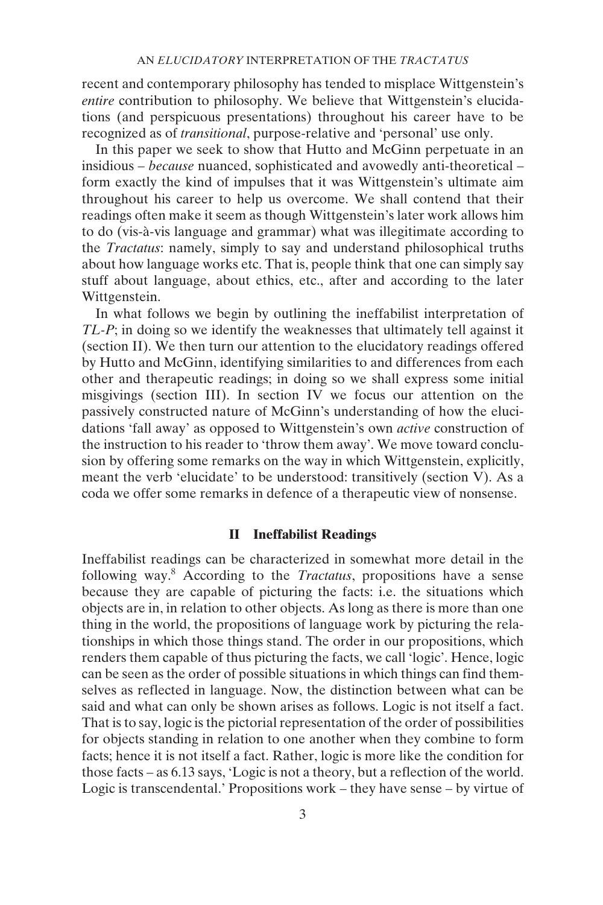recent and contemporary philosophy has tended to misplace Wittgenstein's *entire* contribution to philosophy. We believe that Wittgenstein's elucidations (and perspicuous presentations) throughout his career have to be recognized as of *transitional*, purpose-relative and 'personal' use only.

In this paper we seek to show that Hutto and McGinn perpetuate in an insidious – *because* nuanced, sophisticated and avowedly anti-theoretical – form exactly the kind of impulses that it was Wittgenstein's ultimate aim throughout his career to help us overcome. We shall contend that their readings often make it seem as though Wittgenstein's later work allows him to do (vis-à-vis language and grammar) what was illegitimate according to the *Tractatus*: namely, simply to say and understand philosophical truths about how language works etc. That is, people think that one can simply say stuff about language, about ethics, etc., after and according to the later Wittgenstein.

In what follows we begin by outlining the ineffabilist interpretation of *TL-P*; in doing so we identify the weaknesses that ultimately tell against it (section II). We then turn our attention to the elucidatory readings offered by Hutto and McGinn, identifying similarities to and differences from each other and therapeutic readings; in doing so we shall express some initial misgivings (section III). In section IV we focus our attention on the passively constructed nature of McGinn's understanding of how the elucidations 'fall away' as opposed to Wittgenstein's own *active* construction of the instruction to his reader to 'throw them away'. We move toward conclusion by offering some remarks on the way in which Wittgenstein, explicitly, meant the verb 'elucidate' to be understood: transitively (section V). As a coda we offer some remarks in defence of a therapeutic view of nonsense.

## II Ineffabilist Readings

Ineffabilist readings can be characterized in somewhat more detail in the following way.[8] According to the *Tractatus*, propositions have a sense because they are capable of picturing the facts: i.e. the situations which objects are in, in relation to other objects. As long as there is more than one thing in the world, the propositions of language work by picturing the relationships in which those things stand. The order in our propositions, which renders them capable of thus picturing the facts, we call 'logic'. Hence, logic can be seen as the order of possible situations in which things can find themselves as reflected in language. Now, the distinction between what can be said and what can only be shown arises as follows. Logic is not itself a fact. That is to say, logic is the pictorial representation of the order of possibilities for objects standing in relation to one another when they combine to form facts; hence it is not itself a fact. Rather, logic is more like the condition for those facts – as 6.13 says, 'Logic is not a theory, but a reflection of the world. Logic is transcendental.' Propositions work – they have sense – by virtue of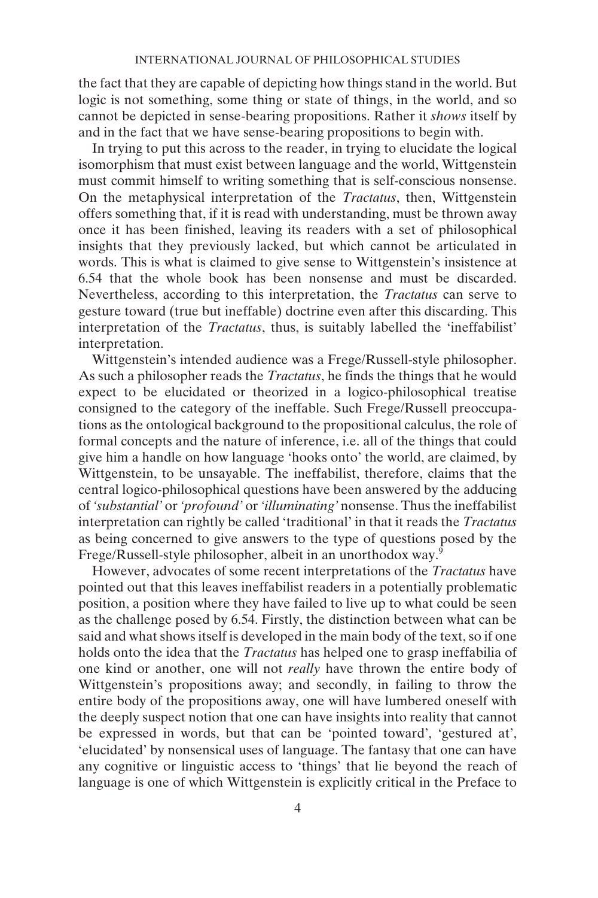the fact that they are capable of depicting how things stand in the world. But logic is not something, some thing or state of things, in the world, and so cannot be depicted in sense-bearing propositions. Rather it *shows* itself by and in the fact that we have sense-bearing propositions to begin with.

In trying to put this across to the reader, in trying to elucidate the logical isomorphism that must exist between language and the world, Wittgenstein must commit himself to writing something that is self-conscious nonsense. On the metaphysical interpretation of the *Tractatus*, then, Wittgenstein offers something that, if it is read with understanding, must be thrown away once it has been finished, leaving its readers with a set of philosophical insights that they previously lacked, but which cannot be articulated in words. This is what is claimed to give sense to Wittgenstein's insistence at 6.54 that the whole book has been nonsense and must be discarded. Nevertheless, according to this interpretation, the *Tractatus* can serve to gesture toward (true but ineffable) doctrine even after this discarding. This interpretation of the *Tractatus*, thus, is suitably labelled the 'ineffabilist' interpretation.

Wittgenstein's intended audience was a Frege/Russell-style philosopher. As such a philosopher reads the *Tractatus*, he finds the things that he would expect to be elucidated or theorized in a logico-philosophical treatise consigned to the category of the ineffable. Such Frege/Russell preoccupations as the ontological background to the propositional calculus, the role of formal concepts and the nature of inference, i.e. all of the things that could give him a handle on how language 'hooks onto' the world, are claimed, by Wittgenstein, to be unsayable. The ineffabilist, therefore, claims that the central logico-philosophical questions have been answered by the adducing of *'substantial'* or *'profound'* or *'illuminating'* nonsense. Thus the ineffabilist interpretation can rightly be called 'traditional' in that it reads the *Tractatus* as being concerned to give answers to the type of questions posed by the Frege/Russell-style philosopher, albeit in an unorthodox way.[9]

However, advocates of some recent interpretations of the *Tractatus* have pointed out that this leaves ineffabilist readers in a potentially problematic position, a position where they have failed to live up to what could be seen as the challenge posed by 6.54. Firstly, the distinction between what can be said and what shows itself is developed in the main body of the text, so if one holds onto the idea that the *Tractatus* has helped one to grasp ineffabilia of one kind or another, one will not *really* have thrown the entire body of Wittgenstein's propositions away; and secondly, in failing to throw the entire body of the propositions away, one will have lumbered oneself with the deeply suspect notion that one can have insights into reality that cannot be expressed in words, but that can be 'pointed toward', 'gestured at', 'elucidated' by nonsensical uses of language. The fantasy that one can have any cognitive or linguistic access to 'things' that lie beyond the reach of language is one of which Wittgenstein is explicitly critical in the Preface to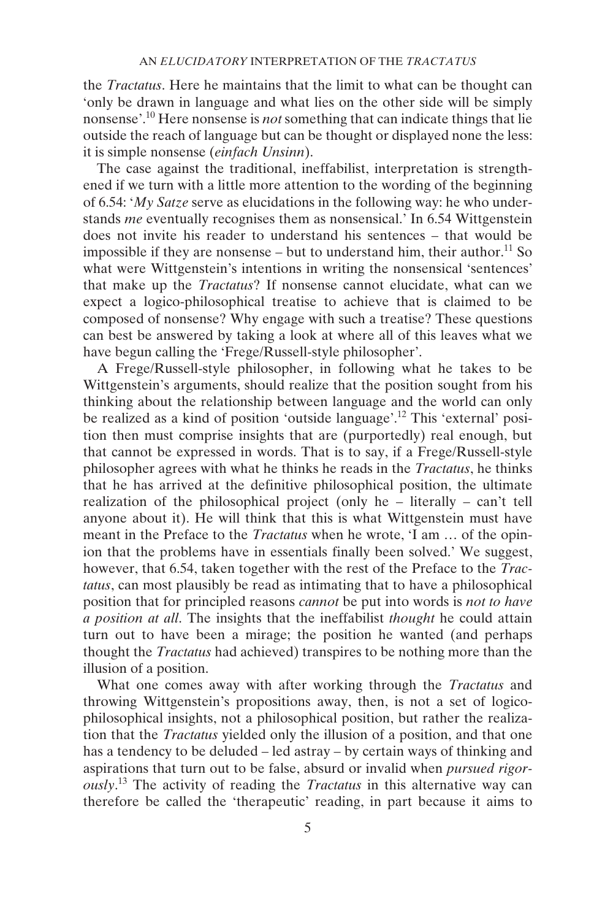the *Tractatus*. Here he maintains that the limit to what can be thought can 'only be drawn in language and what lies on the other side will be simply nonsense'.[10] Here nonsense is *not* something that can indicate things that lie outside the reach of language but can be thought or displayed none the less: it is simple nonsense (*einfach Unsinn*).

The case against the traditional, ineffabilist, interpretation is strengthened if we turn with a little more attention to the wording of the beginning of 6.54: '*My Satze* serve as elucidations in the following way: he who understands *me* eventually recognises them as nonsensical.' In 6.54 Wittgenstein does not invite his reader to understand his sentences – that would be impossible if they are nonsense – but to understand him, their author.[11] So what were Wittgenstein's intentions in writing the nonsensical 'sentences' that make up the *Tractatus*? If nonsense cannot elucidate, what can we expect a logico-philosophical treatise to achieve that is claimed to be composed of nonsense? Why engage with such a treatise? These questions can best be answered by taking a look at where all of this leaves what we have begun calling the 'Frege/Russell-style philosopher'.

A Frege/Russell-style philosopher, in following what he takes to be Wittgenstein's arguments, should realize that the position sought from his thinking about the relationship between language and the world can only be realized as a kind of position 'outside language'.[12] This 'external' position then must comprise insights that are (purportedly) real enough, but that cannot be expressed in words. That is to say, if a Frege/Russell-style philosopher agrees with what he thinks he reads in the *Tractatus*, he thinks that he has arrived at the definitive philosophical position, the ultimate realization of the philosophical project (only he – literally – can't tell anyone about it). He will think that this is what Wittgenstein must have meant in the Preface to the *Tractatus* when he wrote, 'I am … of the opinion that the problems have in essentials finally been solved.' We suggest, however, that 6.54, taken together with the rest of the Preface to the *Tractatus*, can most plausibly be read as intimating that to have a philosophical position that for principled reasons *cannot* be put into words is *not to have a position at all*. The insights that the ineffabilist *thought* he could attain turn out to have been a mirage; the position he wanted (and perhaps thought the *Tractatus* had achieved) transpires to be nothing more than the illusion of a position.

What one comes away with after working through the *Tractatus* and throwing Wittgenstein's propositions away, then, is not a set of logico-philosophical insights, not a philosophical position, but rather the realization that the *Tractatus* yielded only the illusion of a position, and that one has a tendency to be deluded – led astray – by certain ways of thinking and aspirations that turn out to be false, absurd or invalid when *pursued rigorously*.[13] The activity of reading the *Tractatus* in this alternative way can therefore be called the 'therapeutic' reading, in part because it aims to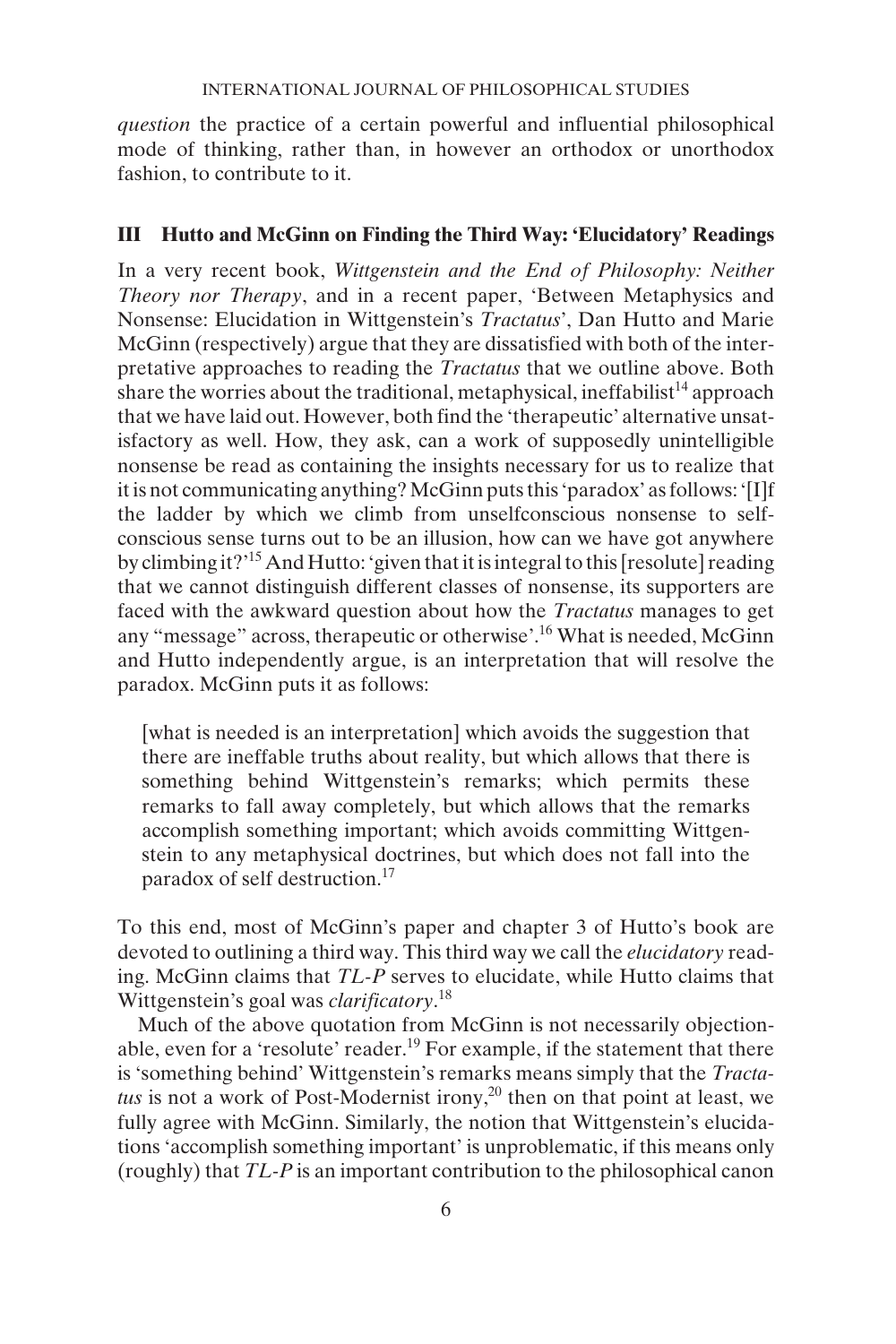*question* the practice of a certain powerful and influential philosophical mode of thinking, rather than, in however an orthodox or unorthodox fashion, to contribute to it.

## III Hutto and McGinn on Finding the Third Way: 'Elucidatory' Readings

In a very recent book, *Wittgenstein and the End of Philosophy: Neither Theory nor Therapy*, and in a recent paper, 'Between Metaphysics and Nonsense: Elucidation in Wittgenstein's *Tractatus*', Dan Hutto and Marie McGinn (respectively) argue that they are dissatisfied with both of the interpretative approaches to reading the *Tractatus* that we outline above. Both share the worries about the traditional, metaphysical, ineffabilist[14] approach that we have laid out. However, both find the 'therapeutic' alternative unsatisfactory as well. How, they ask, can a work of supposedly unintelligible nonsense be read as containing the insights necessary for us to realize that it is not communicating anything? McGinn puts this 'paradox' as follows: '[I]f the ladder by which we climb from unselfconscious nonsense to self-conscious sense turns out to be an illusion, how can we have got anywhere by climbing it?'[15] And Hutto: 'given that it is integral to this [resolute] reading that we cannot distinguish different classes of nonsense, its supporters are faced with the awkward question about how the *Tractatus* manages to get any "message" across, therapeutic or otherwise'.[16] What is needed, McGinn and Hutto independently argue, is an interpretation that will resolve the paradox. McGinn puts it as follows:

> [what is needed is an interpretation] which avoids the suggestion that there are ineffable truths about reality, but which allows that there is something behind Wittgenstein's remarks; which permits these remarks to fall away completely, but which allows that the remarks accomplish something important; which avoids committing Wittgenstein to any metaphysical doctrines, but which does not fall into the paradox of self destruction.[17]

To this end, most of McGinn's paper and chapter 3 of Hutto's book are devoted to outlining a third way. This third way we call the *elucidatory* reading. McGinn claims that *TL-P* serves to elucidate, while Hutto claims that Wittgenstein's goal was *clarificatory*.[18]

Much of the above quotation from McGinn is not necessarily objectionable, even for a 'resolute' reader.[19] For example, if the statement that there is 'something behind' Wittgenstein's remarks means simply that the *Tractatus* is not a work of Post-Modernist irony,[20] then on that point at least, we fully agree with McGinn. Similarly, the notion that Wittgenstein's elucidations 'accomplish something important' is unproblematic, if this means only (roughly) that *TL-P* is an important contribution to the philosophical canon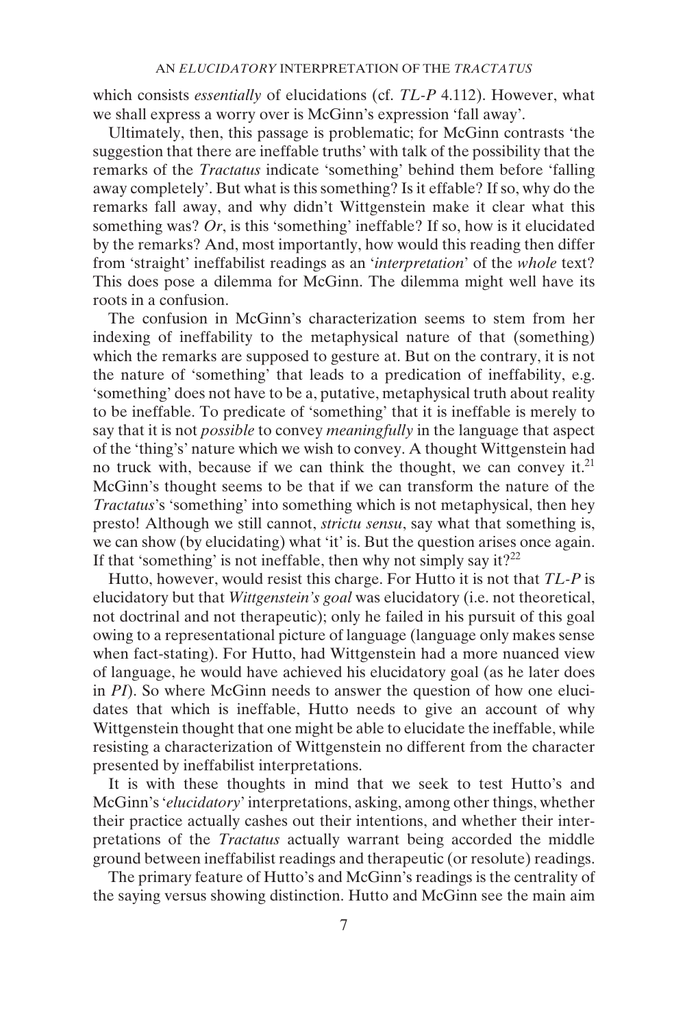which consists *essentially* of elucidations (cf. *TL-P* 4.112). However, what we shall express a worry over is McGinn's expression 'fall away'.

Ultimately, then, this passage is problematic; for McGinn contrasts 'the suggestion that there are ineffable truths' with talk of the possibility that the remarks of the *Tractatus* indicate 'something' behind them before 'falling away completely'. But what is this something? Is it effable? If so, why do the remarks fall away, and why didn't Wittgenstein make it clear what this something was? *Or*, is this 'something' ineffable? If so, how is it elucidated by the remarks? And, most importantly, how would this reading then differ from 'straight' ineffabilist readings as an '*interpretation*' of the *whole* text? This does pose a dilemma for McGinn. The dilemma might well have its roots in a confusion.

The confusion in McGinn's characterization seems to stem from her indexing of ineffability to the metaphysical nature of that (something) which the remarks are supposed to gesture at. But on the contrary, it is not the nature of 'something' that leads to a predication of ineffability, e.g. 'something' does not have to be a, putative, metaphysical truth about reality to be ineffable. To predicate of 'something' that it is ineffable is merely to say that it is not *possible* to convey *meaningfully* in the language that aspect of the 'thing's' nature which we wish to convey. A thought Wittgenstein had no truck with, because if we can think the thought, we can convey it.[21] McGinn's thought seems to be that if we can transform the nature of the *Tractatus*'s 'something' into something which is not metaphysical, then hey presto! Although we still cannot, *strictu sensu*, say what that something is, we can show (by elucidating) what 'it' is. But the question arises once again. If that 'something' is not ineffable, then why not simply say it?[22]

Hutto, however, would resist this charge. For Hutto it is not that *TL-P* is elucidatory but that *Wittgenstein's goal* was elucidatory (i.e. not theoretical, not doctrinal and not therapeutic); only he failed in his pursuit of this goal owing to a representational picture of language (language only makes sense when fact-stating). For Hutto, had Wittgenstein had a more nuanced view of language, he would have achieved his elucidatory goal (as he later does in *PI*). So where McGinn needs to answer the question of how one elucidates that which is ineffable, Hutto needs to give an account of why Wittgenstein thought that one might be able to elucidate the ineffable, while resisting a characterization of Wittgenstein no different from the character presented by ineffabilist interpretations.

It is with these thoughts in mind that we seek to test Hutto's and McGinn's '*elucidatory*' interpretations, asking, among other things, whether their practice actually cashes out their intentions, and whether their interpretations of the *Tractatus* actually warrant being accorded the middle ground between ineffabilist readings and therapeutic (or resolute) readings.

The primary feature of Hutto's and McGinn's readings is the centrality of the saying versus showing distinction. Hutto and McGinn see the main aim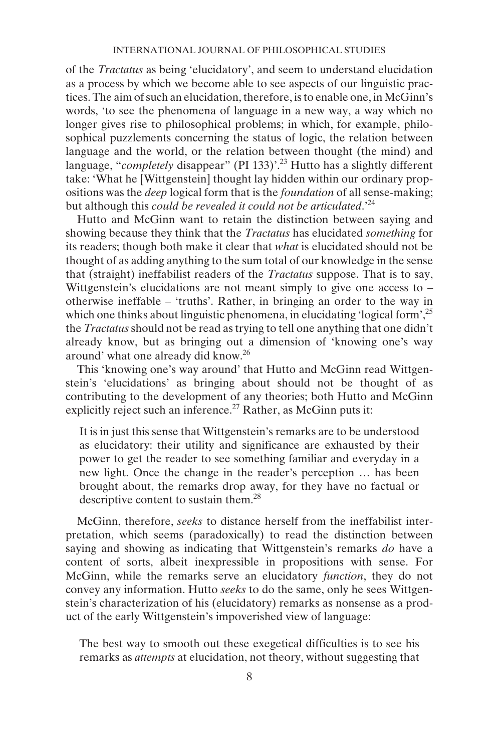of the *Tractatus* as being 'elucidatory', and seem to understand elucidation as a process by which we become able to see aspects of our linguistic practices. The aim of such an elucidation, therefore, is to enable one, in McGinn's words, 'to see the phenomena of language in a new way, a way which no longer gives rise to philosophical problems; in which, for example, philosophical puzzlements concerning the status of logic, the relation between language and the world, or the relation between thought (the mind) and language, "*completely* disappear" (PI 133)'.[23] Hutto has a slightly different take: 'What he [Wittgenstein] thought lay hidden within our ordinary propositions was the *deep* logical form that is the *foundation* of all sense-making; but although this *could be revealed it could not be articulated*.'[24]

Hutto and McGinn want to retain the distinction between saying and showing because they think that the *Tractatus* has elucidated *something* for its readers; though both make it clear that *what* is elucidated should not be thought of as adding anything to the sum total of our knowledge in the sense that (straight) ineffabilist readers of the *Tractatus* suppose. That is to say, Wittgenstein's elucidations are not meant simply to give one access to – otherwise ineffable – 'truths'. Rather, in bringing an order to the way in which one thinks about linguistic phenomena, in elucidating 'logical form',[25] the *Tractatus* should not be read as trying to tell one anything that one didn't already know, but as bringing out a dimension of 'knowing one's way around' what one already did know.[26]

This 'knowing one's way around' that Hutto and McGinn read Wittgenstein's 'elucidations' as bringing about should not be thought of as contributing to the development of any theories; both Hutto and McGinn explicitly reject such an inference.[27] Rather, as McGinn puts it:

> It is in just this sense that Wittgenstein's remarks are to be understood as elucidatory: their utility and significance are exhausted by their power to get the reader to see something familiar and everyday in a new light. Once the change in the reader's perception … has been brought about, the remarks drop away, for they have no factual or descriptive content to sustain them.[28]

McGinn, therefore, *seeks* to distance herself from the ineffabilist interpretation, which seems (paradoxically) to read the distinction between saying and showing as indicating that Wittgenstein's remarks *do* have a content of sorts, albeit inexpressible in propositions with sense. For McGinn, while the remarks serve an elucidatory *function*, they do not convey any information. Hutto *seeks* to do the same, only he sees Wittgenstein's characterization of his (elucidatory) remarks as nonsense as a product of the early Wittgenstein's impoverished view of language:

> The best way to smooth out these exegetical difficulties is to see his remarks as *attempts* at elucidation, not theory, without suggesting that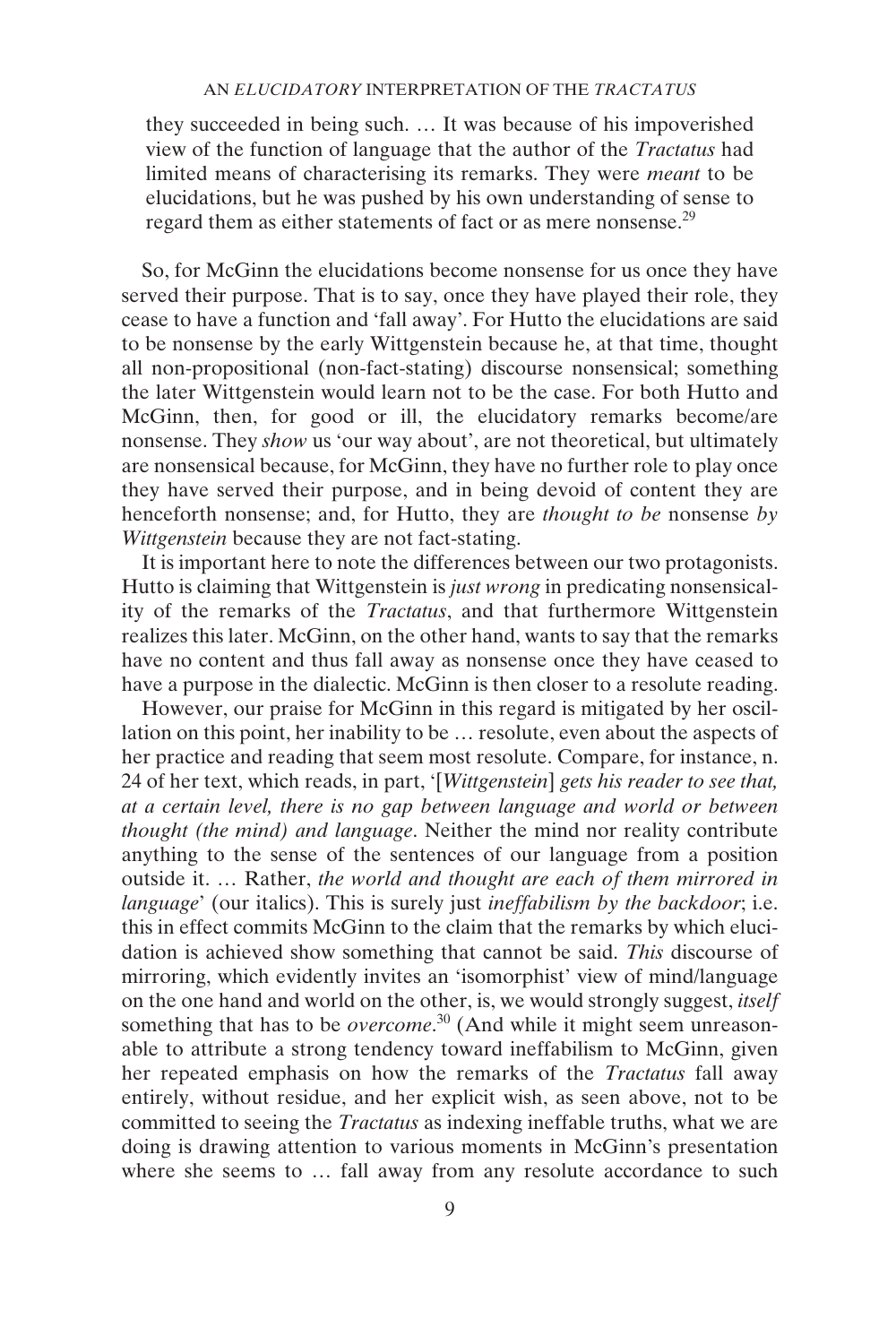> they succeeded in being such. … It was because of his impoverished view of the function of language that the author of the *Tractatus* had limited means of characterising its remarks. They were *meant* to be elucidations, but he was pushed by his own understanding of sense to regard them as either statements of fact or as mere nonsense.[29]

So, for McGinn the elucidations become nonsense for us once they have served their purpose. That is to say, once they have played their role, they cease to have a function and 'fall away'. For Hutto the elucidations are said to be nonsense by the early Wittgenstein because he, at that time, thought all non-propositional (non-fact-stating) discourse nonsensical; something the later Wittgenstein would learn not to be the case. For both Hutto and McGinn, then, for good or ill, the elucidatory remarks become/are nonsense. They *show* us 'our way about', are not theoretical, but ultimately are nonsensical because, for McGinn, they have no further role to play once they have served their purpose, and in being devoid of content they are henceforth nonsense; and, for Hutto, they are *thought to be* nonsense *by Wittgenstein* because they are not fact-stating.

It is important here to note the differences between our two protagonists. Hutto is claiming that Wittgenstein is *just wrong* in predicating nonsensicality of the remarks of the *Tractatus*, and that furthermore Wittgenstein realizes this later. McGinn, on the other hand, wants to say that the remarks have no content and thus fall away as nonsense once they have ceased to have a purpose in the dialectic. McGinn is then closer to a resolute reading.

However, our praise for McGinn in this regard is mitigated by her oscillation on this point, her inability to be … resolute, even about the aspects of her practice and reading that seem most resolute. Compare, for instance, n. 24 of her text, which reads, in part, '[*Wittgenstein*] *gets his reader to see that, at a certain level, there is no gap between language and world or between thought (the mind) and language*. Neither the mind nor reality contribute anything to the sense of the sentences of our language from a position outside it. … Rather, *the world and thought are each of them mirrored in language*' (our italics). This is surely just *ineffabilism by the backdoor*; i.e. this in effect commits McGinn to the claim that the remarks by which elucidation is achieved show something that cannot be said. *This* discourse of mirroring, which evidently invites an 'isomorphist' view of mind/language on the one hand and world on the other, is, we would strongly suggest, *itself* something that has to be *overcome*.[30] (And while it might seem unreasonable to attribute a strong tendency toward ineffabilism to McGinn, given her repeated emphasis on how the remarks of the *Tractatus* fall away entirely, without residue, and her explicit wish, as seen above, not to be committed to seeing the *Tractatus* as indexing ineffable truths, what we are doing is drawing attention to various moments in McGinn's presentation where she seems to … fall away from any resolute accordance to such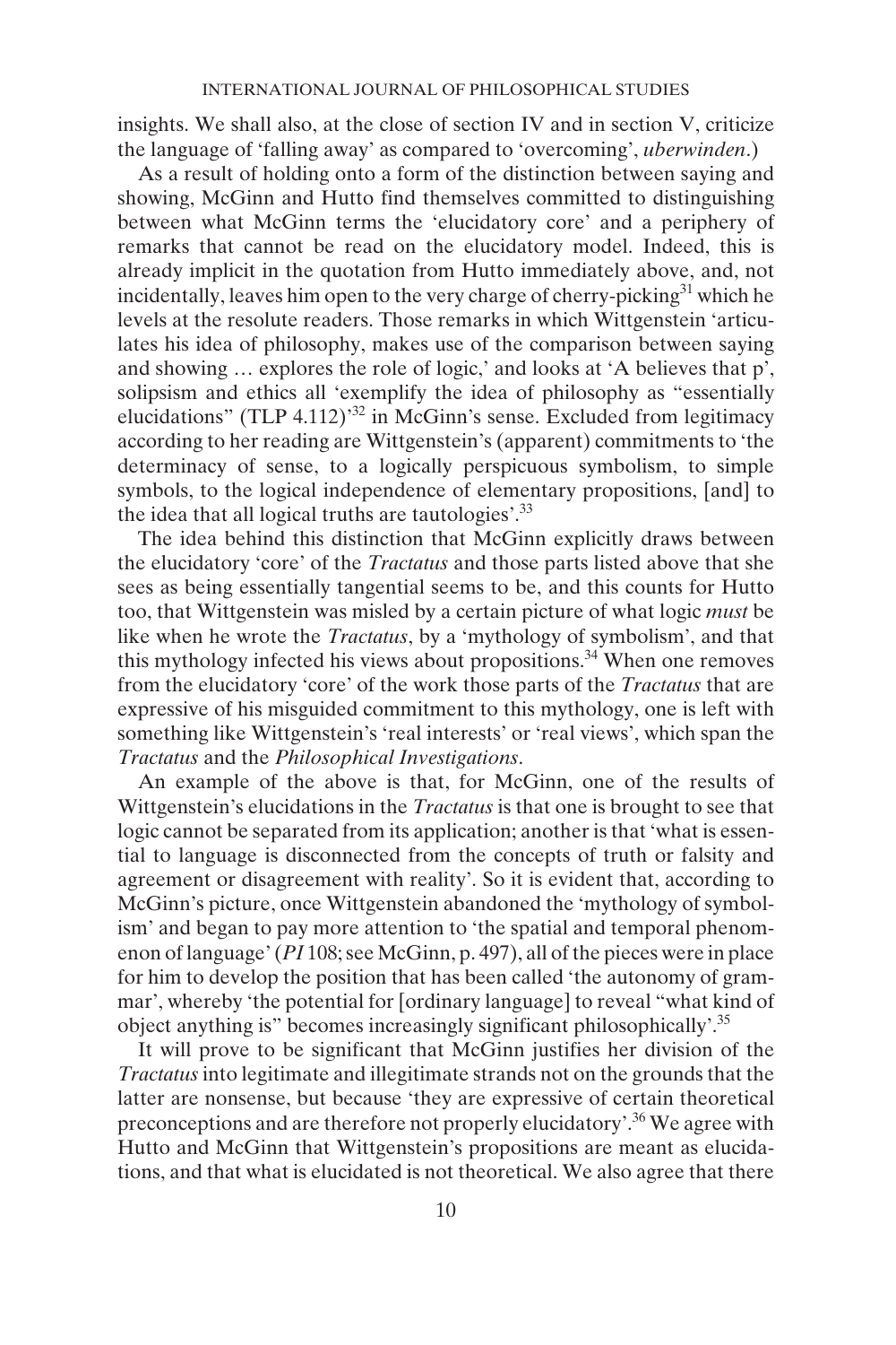insights. We shall also, at the close of section IV and in section V, criticize the language of 'falling away' as compared to 'overcoming', *uberwinden*.)

As a result of holding onto a form of the distinction between saying and showing, McGinn and Hutto find themselves committed to distinguishing between what McGinn terms the 'elucidatory core' and a periphery of remarks that cannot be read on the elucidatory model. Indeed, this is already implicit in the quotation from Hutto immediately above, and, not incidentally, leaves him open to the very charge of cherry-picking[31] which he levels at the resolute readers. Those remarks in which Wittgenstein 'articulates his idea of philosophy, makes use of the comparison between saying and showing … explores the role of logic,' and looks at 'A believes that p', solipsism and ethics all 'exemplify the idea of philosophy as "essentially elucidations" (TLP 4.112)'[32] in McGinn's sense. Excluded from legitimacy according to her reading are Wittgenstein's (apparent) commitments to 'the determinacy of sense, to a logically perspicuous symbolism, to simple symbols, to the logical independence of elementary propositions, [and] to the idea that all logical truths are tautologies'.[33]

The idea behind this distinction that McGinn explicitly draws between the elucidatory 'core' of the *Tractatus* and those parts listed above that she sees as being essentially tangential seems to be, and this counts for Hutto too, that Wittgenstein was misled by a certain picture of what logic *must* be like when he wrote the *Tractatus*, by a 'mythology of symbolism', and that this mythology infected his views about propositions.[34] When one removes from the elucidatory 'core' of the work those parts of the *Tractatus* that are expressive of his misguided commitment to this mythology, one is left with something like Wittgenstein's 'real interests' or 'real views', which span the *Tractatus* and the *Philosophical Investigations*.

An example of the above is that, for McGinn, one of the results of Wittgenstein's elucidations in the *Tractatus* is that one is brought to see that logic cannot be separated from its application; another is that 'what is essential to language is disconnected from the concepts of truth or falsity and agreement or disagreement with reality'. So it is evident that, according to McGinn's picture, once Wittgenstein abandoned the 'mythology of symbolism' and began to pay more attention to 'the spatial and temporal phenomenon of language' (*PI* 108; see McGinn, p. 497), all of the pieces were in place for him to develop the position that has been called 'the autonomy of grammar', whereby 'the potential for [ordinary language] to reveal "what kind of object anything is" becomes increasingly significant philosophically'.[35]

It will prove to be significant that McGinn justifies her division of the *Tractatus* into legitimate and illegitimate strands not on the grounds that the latter are nonsense, but because 'they are expressive of certain theoretical preconceptions and are therefore not properly elucidatory'.[36] We agree with Hutto and McGinn that Wittgenstein's propositions are meant as elucidations, and that what is elucidated is not theoretical. We also agree that there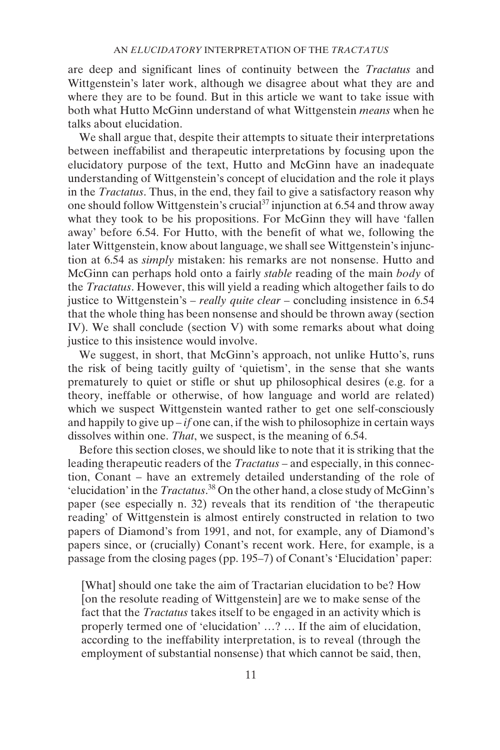are deep and significant lines of continuity between the *Tractatus* and Wittgenstein's later work, although we disagree about what they are and where they are to be found. But in this article we want to take issue with both what Hutto McGinn understand of what Wittgenstein *means* when he talks about elucidation.

We shall argue that, despite their attempts to situate their interpretations between ineffabilist and therapeutic interpretations by focusing upon the elucidatory purpose of the text, Hutto and McGinn have an inadequate understanding of Wittgenstein's concept of elucidation and the role it plays in the *Tractatus*. Thus, in the end, they fail to give a satisfactory reason why one should follow Wittgenstein's crucial[37] injunction at 6.54 and throw away what they took to be his propositions. For McGinn they will have 'fallen away' before 6.54. For Hutto, with the benefit of what we, following the later Wittgenstein, know about language, we shall see Wittgenstein's injunction at 6.54 as *simply* mistaken: his remarks are not nonsense. Hutto and McGinn can perhaps hold onto a fairly *stable* reading of the main *body* of the *Tractatus*. However, this will yield a reading which altogether fails to do justice to Wittgenstein's – *really quite clear* – concluding insistence in 6.54 that the whole thing has been nonsense and should be thrown away (section IV). We shall conclude (section V) with some remarks about what doing justice to this insistence would involve.

We suggest, in short, that McGinn's approach, not unlike Hutto's, runs the risk of being tacitly guilty of 'quietism', in the sense that she wants prematurely to quiet or stifle or shut up philosophical desires (e.g. for a theory, ineffable or otherwise, of how language and world are related) which we suspect Wittgenstein wanted rather to get one self-consciously and happily to give up – *if* one can, if the wish to philosophize in certain ways dissolves within one. *That*, we suspect, is the meaning of 6.54.

Before this section closes, we should like to note that it is striking that the leading therapeutic readers of the *Tractatus* – and especially, in this connection, Conant – have an extremely detailed understanding of the role of 'elucidation' in the *Tractatus*.[38] On the other hand, a close study of McGinn's paper (see especially n. 32) reveals that its rendition of 'the therapeutic reading' of Wittgenstein is almost entirely constructed in relation to two papers of Diamond's from 1991, and not, for example, any of Diamond's papers since, or (crucially) Conant's recent work. Here, for example, is a passage from the closing pages (pp. 195–7) of Conant's 'Elucidation' paper:

> [What] should one take the aim of Tractarian elucidation to be? How [on the resolute reading of Wittgenstein] are we to make sense of the fact that the *Tractatus* takes itself to be engaged in an activity which is properly termed one of 'elucidation' …? … If the aim of elucidation, according to the ineffability interpretation, is to reveal (through the employment of substantial nonsense) that which cannot be said, then,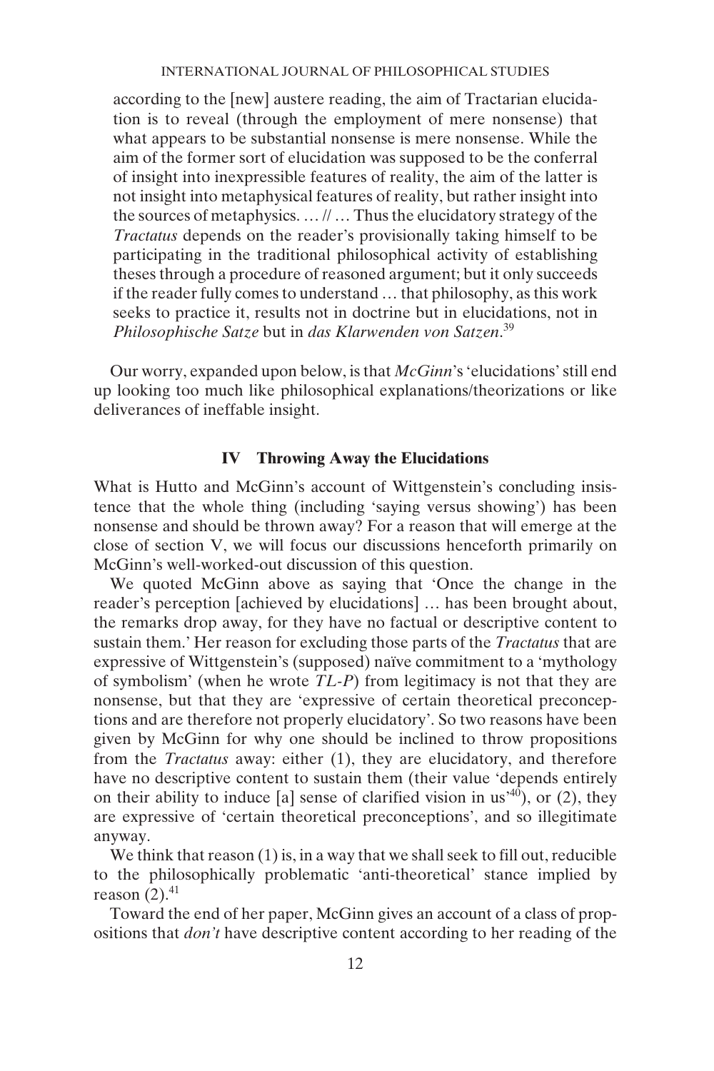according to the [new] austere reading, the aim of Tractarian elucidation is to reveal (through the employment of mere nonsense) that what appears to be substantial nonsense is mere nonsense. While the aim of the former sort of elucidation was supposed to be the conferral of insight into inexpressible features of reality, the aim of the latter is not insight into metaphysical features of reality, but rather insight into the sources of metaphysics. … // … Thus the elucidatory strategy of the *Tractatus* depends on the reader's provisionally taking himself to be participating in the traditional philosophical activity of establishing theses through a procedure of reasoned argument; but it only succeeds if the reader fully comes to understand … that philosophy, as this work seeks to practice it, results not in doctrine but in elucidations, not in *Philosophische Satze* but in *das Klarwenden von Satzen*.[39]

Our worry, expanded upon below, is that *McGinn*'s 'elucidations' still end up looking too much like philosophical explanations/theorizations or like deliverances of ineffable insight.

## IV Throwing Away the Elucidations

What is Hutto and McGinn's account of Wittgenstein's concluding insistence that the whole thing (including 'saying versus showing') has been nonsense and should be thrown away? For a reason that will emerge at the close of section V, we will focus our discussions henceforth primarily on McGinn's well-worked-out discussion of this question.

We quoted McGinn above as saying that 'Once the change in the reader's perception [achieved by elucidations] … has been brought about, the remarks drop away, for they have no factual or descriptive content to sustain them.' Her reason for excluding those parts of the *Tractatus* that are expressive of Wittgenstein's (supposed) naïve commitment to a 'mythology of symbolism' (when he wrote *TL-P*) from legitimacy is not that they are nonsense, but that they are 'expressive of certain theoretical preconceptions and are therefore not properly elucidatory'. So two reasons have been given by McGinn for why one should be inclined to throw propositions from the *Tractatus* away: either (1), they are elucidatory, and therefore have no descriptive content to sustain them (their value 'depends entirely on their ability to induce [a] sense of clarified vision in us'[40]), or (2), they are expressive of 'certain theoretical preconceptions', and so illegitimate anyway.

We think that reason (1) is, in a way that we shall seek to fill out, reducible to the philosophically problematic 'anti-theoretical' stance implied by reason (2).[41]

Toward the end of her paper, McGinn gives an account of a class of propositions that *don't* have descriptive content according to her reading of the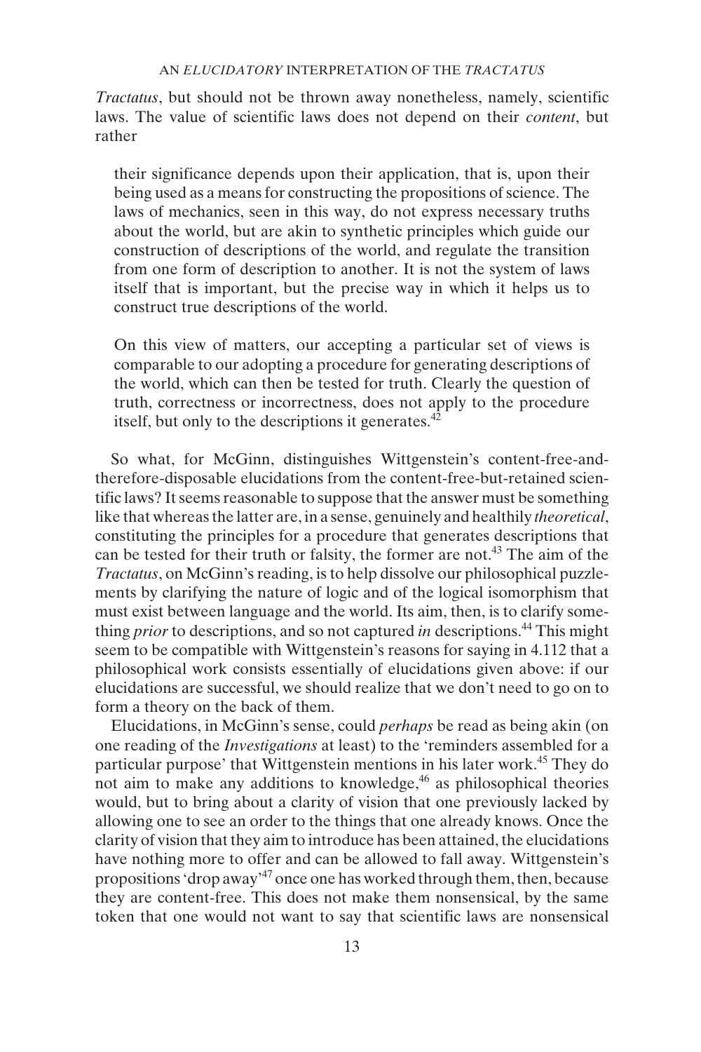*Tractatus*, but should not be thrown away nonetheless, namely, scientific laws. The value of scientific laws does not depend on their *content*, but rather

> their significance depends upon their application, that is, upon their being used as a means for constructing the propositions of science. The laws of mechanics, seen in this way, do not express necessary truths about the world, but are akin to synthetic principles which guide our construction of descriptions of the world, and regulate the transition from one form of description to another. It is not the system of laws itself that is important, but the precise way in which it helps us to construct true descriptions of the world.
>
> On this view of matters, our accepting a particular set of views is comparable to our adopting a procedure for generating descriptions of the world, which can then be tested for truth. Clearly the question of truth, correctness or incorrectness, does not apply to the procedure itself, but only to the descriptions it generates.[42]

So what, for McGinn, distinguishes Wittgenstein's content-free-and-therefore-disposable elucidations from the content-free-but-retained scientific laws? It seems reasonable to suppose that the answer must be something like that whereas the latter are, in a sense, genuinely and healthily *theoretical*, constituting the principles for a procedure that generates descriptions that can be tested for their truth or falsity, the former are not.[43] The aim of the *Tractatus*, on McGinn's reading, is to help dissolve our philosophical puzzlements by clarifying the nature of logic and of the logical isomorphism that must exist between language and the world. Its aim, then, is to clarify something *prior* to descriptions, and so not captured *in* descriptions.[44] This might seem to be compatible with Wittgenstein's reasons for saying in 4.112 that a philosophical work consists essentially of elucidations given above: if our elucidations are successful, we should realize that we don't need to go on to form a theory on the back of them.

Elucidations, in McGinn's sense, could *perhaps* be read as being akin (on one reading of the *Investigations* at least) to the 'reminders assembled for a particular purpose' that Wittgenstein mentions in his later work.[45] They do not aim to make any additions to knowledge,[46] as philosophical theories would, but to bring about a clarity of vision that one previously lacked by allowing one to see an order to the things that one already knows. Once the clarity of vision that they aim to introduce has been attained, the elucidations have nothing more to offer and can be allowed to fall away. Wittgenstein's propositions 'drop away'[47] once one has worked through them, then, because they are content-free. This does not make them nonsensical, by the same token that one would not want to say that scientific laws are nonsensical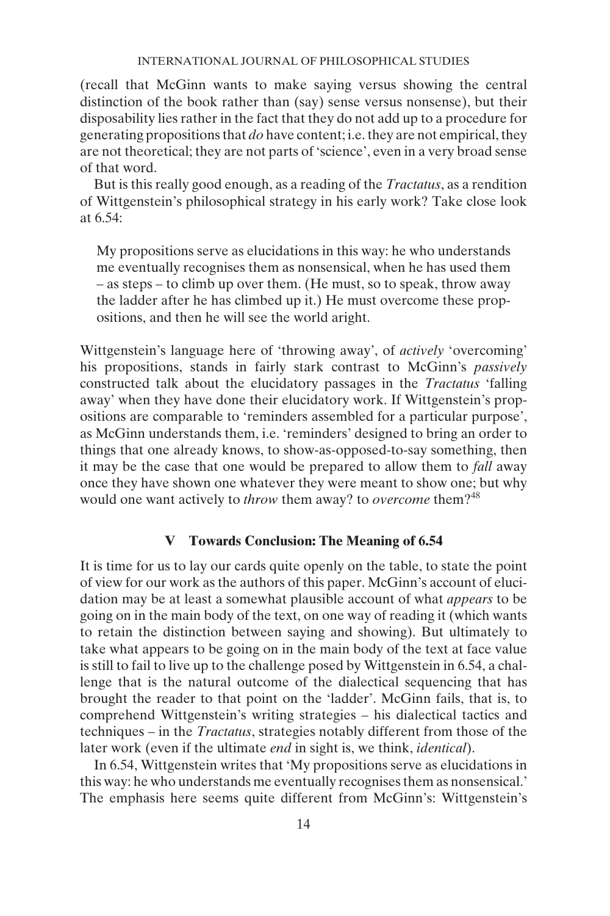(recall that McGinn wants to make saying versus showing the central distinction of the book rather than (say) sense versus nonsense), but their disposability lies rather in the fact that they do not add up to a procedure for generating propositions that *do* have content; i.e. they are not empirical, they are not theoretical; they are not parts of 'science', even in a very broad sense of that word.

But is this really good enough, as a reading of the *Tractatus*, as a rendition of Wittgenstein's philosophical strategy in his early work? Take close look at 6.54:

> My propositions serve as elucidations in this way: he who understands me eventually recognises them as nonsensical, when he has used them – as steps – to climb up over them. (He must, so to speak, throw away the ladder after he has climbed up it.) He must overcome these propositions, and then he will see the world aright.

Wittgenstein's language here of 'throwing away', of *actively* 'overcoming' his propositions, stands in fairly stark contrast to McGinn's *passively* constructed talk about the elucidatory passages in the *Tractatus* 'falling away' when they have done their elucidatory work. If Wittgenstein's propositions are comparable to 'reminders assembled for a particular purpose', as McGinn understands them, i.e. 'reminders' designed to bring an order to things that one already knows, to show-as-opposed-to-say something, then it may be the case that one would be prepared to allow them to *fall* away once they have shown one whatever they were meant to show one; but why would one want actively to *throw* them away? to *overcome* them?[48]

## V Towards Conclusion: The Meaning of 6.54

It is time for us to lay our cards quite openly on the table, to state the point of view for our work as the authors of this paper. McGinn's account of elucidation may be at least a somewhat plausible account of what *appears* to be going on in the main body of the text, on one way of reading it (which wants to retain the distinction between saying and showing). But ultimately to take what appears to be going on in the main body of the text at face value is still to fail to live up to the challenge posed by Wittgenstein in 6.54, a challenge that is the natural outcome of the dialectical sequencing that has brought the reader to that point on the 'ladder'. McGinn fails, that is, to comprehend Wittgenstein's writing strategies – his dialectical tactics and techniques – in the *Tractatus*, strategies notably different from those of the later work (even if the ultimate *end* in sight is, we think, *identical*).

In 6.54, Wittgenstein writes that 'My propositions serve as elucidations in this way: he who understands me eventually recognises them as nonsensical.' The emphasis here seems quite different from McGinn's: Wittgenstein's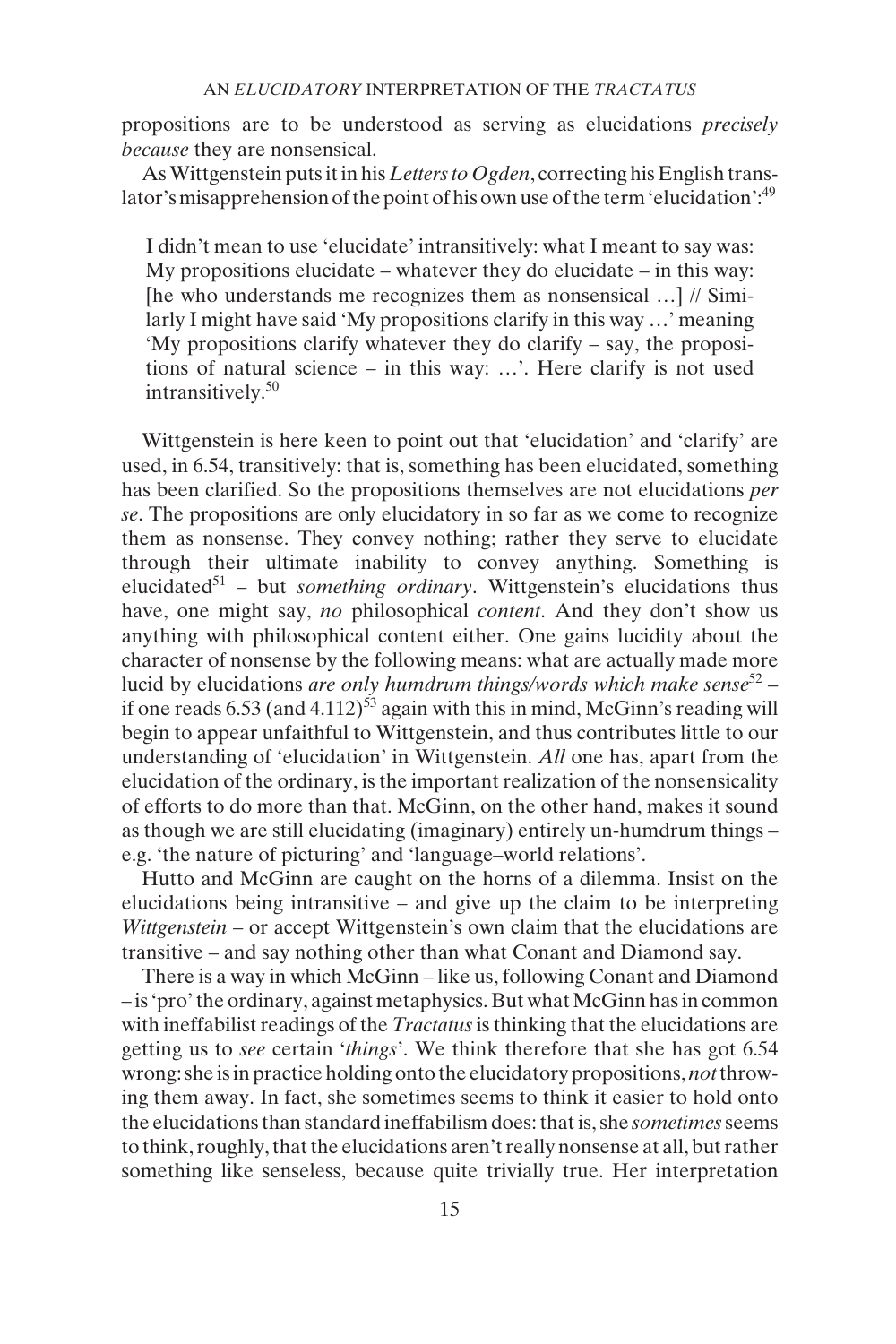propositions are to be understood as serving as elucidations *precisely because* they are nonsensical.

As Wittgenstein puts it in his *Letters to Ogden*, correcting his English translator's misapprehension of the point of his own use of the term 'elucidation':[49]

> I didn't mean to use 'elucidate' intransitively: what I meant to say was: My propositions elucidate – whatever they do elucidate – in this way: [he who understands me recognizes them as nonsensical …] // Similarly I might have said 'My propositions clarify in this way …' meaning 'My propositions clarify whatever they do clarify – say, the propositions of natural science – in this way: …'. Here clarify is not used intransitively.[50]

Wittgenstein is here keen to point out that 'elucidation' and 'clarify' are used, in 6.54, transitively: that is, something has been elucidated, something has been clarified. So the propositions themselves are not elucidations *per se*. The propositions are only elucidatory in so far as we come to recognize them as nonsense. They convey nothing; rather they serve to elucidate through their ultimate inability to convey anything. Something is elucidated[51] – but *something ordinary*. Wittgenstein's elucidations thus have, one might say, *no* philosophical *content*. And they don't show us anything with philosophical content either. One gains lucidity about the character of nonsense by the following means: what are actually made more lucid by elucidations *are only humdrum things/words which make sense*[52] – if one reads 6.53 (and 4.112)[53] again with this in mind, McGinn's reading will begin to appear unfaithful to Wittgenstein, and thus contributes little to our understanding of 'elucidation' in Wittgenstein. *All* one has, apart from the elucidation of the ordinary, is the important realization of the nonsensicality of efforts to do more than that. McGinn, on the other hand, makes it sound as though we are still elucidating (imaginary) entirely un-humdrum things – e.g. 'the nature of picturing' and 'language–world relations'.

Hutto and McGinn are caught on the horns of a dilemma. Insist on the elucidations being intransitive – and give up the claim to be interpreting *Wittgenstein* – or accept Wittgenstein's own claim that the elucidations are transitive – and say nothing other than what Conant and Diamond say.

There is a way in which McGinn – like us, following Conant and Diamond – is 'pro' the ordinary, against metaphysics. But what McGinn has in common with ineffabilist readings of the *Tractatus* is thinking that the elucidations are getting us to *see* certain '*things*'. We think therefore that she has got 6.54 wrong: she is in practice holding onto the elucidatory propositions, *not* throwing them away. In fact, she sometimes seems to think it easier to hold onto the elucidations than standard ineffabilism does: that is, she *sometimes* seems to think, roughly, that the elucidations aren't really nonsense at all, but rather something like senseless, because quite trivially true. Her interpretation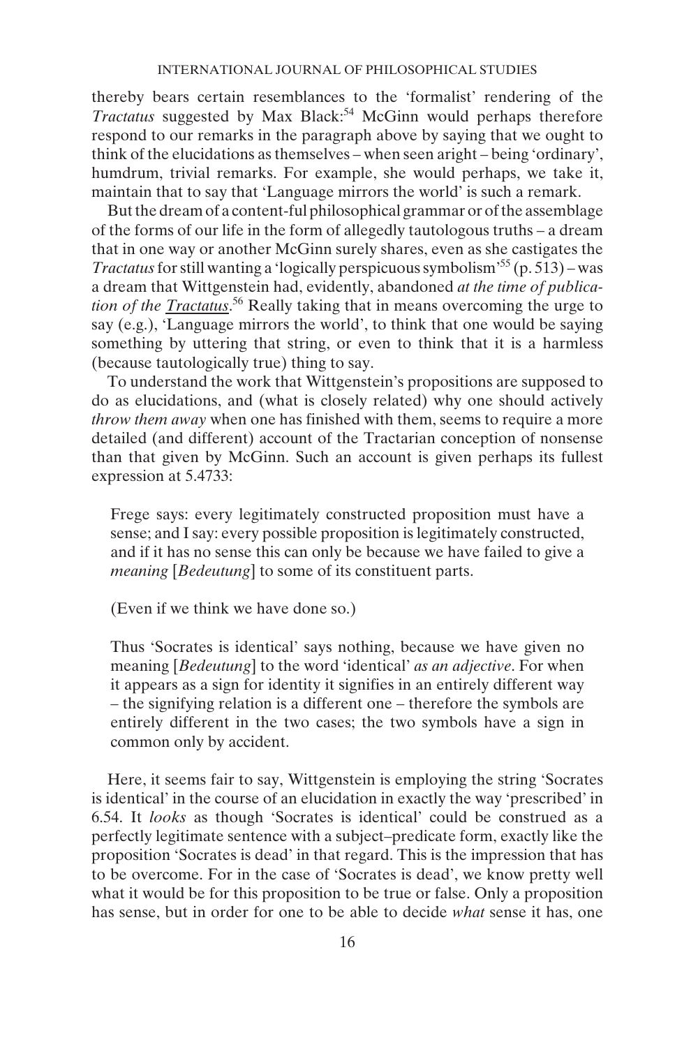thereby bears certain resemblances to the 'formalist' rendering of the *Tractatus* suggested by Max Black:[54] McGinn would perhaps therefore respond to our remarks in the paragraph above by saying that we ought to think of the elucidations as themselves – when seen aright – being 'ordinary', humdrum, trivial remarks. For example, she would perhaps, we take it, maintain that to say that 'Language mirrors the world' is such a remark.

But the dream of a content-ful philosophical grammar or of the assemblage of the forms of our life in the form of allegedly tautologous truths – a dream that in one way or another McGinn surely shares, even as she castigates the *Tractatus* for still wanting a 'logically perspicuous symbolism'[55] (p. 513) – was a dream that Wittgenstein had, evidently, abandoned *at the time of publication of the* *Tractatus*.[56] Really taking that in means overcoming the urge to say (e.g.), 'Language mirrors the world', to think that one would be saying something by uttering that string, or even to think that it is a harmless (because tautologically true) thing to say.

To understand the work that Wittgenstein's propositions are supposed to do as elucidations, and (what is closely related) why one should actively *throw them away* when one has finished with them, seems to require a more detailed (and different) account of the Tractarian conception of nonsense than that given by McGinn. Such an account is given perhaps its fullest expression at 5.4733:

> Frege says: every legitimately constructed proposition must have a sense; and I say: every possible proposition is legitimately constructed, and if it has no sense this can only be because we have failed to give a *meaning* [*Bedeutung*] to some of its constituent parts.
>
> (Even if we think we have done so.)
>
> Thus 'Socrates is identical' says nothing, because we have given no meaning [*Bedeutung*] to the word 'identical' *as an adjective*. For when it appears as a sign for identity it signifies in an entirely different way – the signifying relation is a different one – therefore the symbols are entirely different in the two cases; the two symbols have a sign in common only by accident.

Here, it seems fair to say, Wittgenstein is employing the string 'Socrates is identical' in the course of an elucidation in exactly the way 'prescribed' in 6.54. It *looks* as though 'Socrates is identical' could be construed as a perfectly legitimate sentence with a subject–predicate form, exactly like the proposition 'Socrates is dead' in that regard. This is the impression that has to be overcome. For in the case of 'Socrates is dead', we know pretty well what it would be for this proposition to be true or false. Only a proposition has sense, but in order for one to be able to decide *what* sense it has, one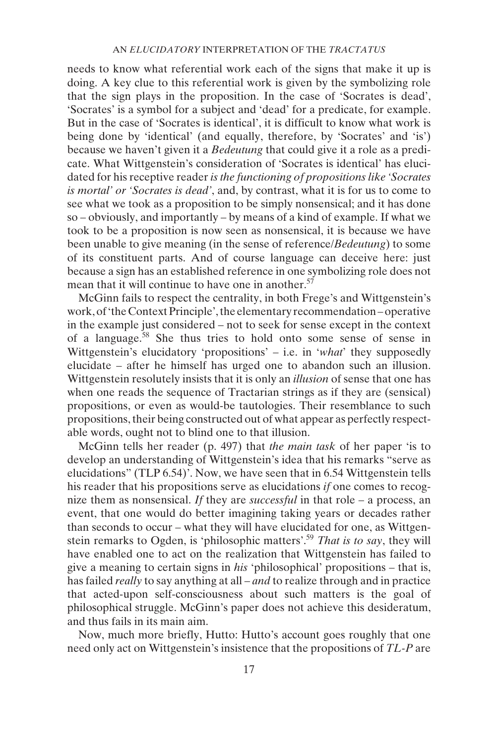needs to know what referential work each of the signs that make it up is doing. A key clue to this referential work is given by the symbolizing role that the sign plays in the proposition. In the case of 'Socrates is dead', 'Socrates' is a symbol for a subject and 'dead' for a predicate, for example. But in the case of 'Socrates is identical', it is difficult to know what work is being done by 'identical' (and equally, therefore, by 'Socrates' and 'is') because we haven't given it a *Bedeutung* that could give it a role as a predicate. What Wittgenstein's consideration of 'Socrates is identical' has elucidated for his receptive reader *is the functioning of propositions like 'Socrates is mortal' or 'Socrates is dead'*, and, by contrast, what it is for us to come to see what we took as a proposition to be simply nonsensical; and it has done so – obviously, and importantly – by means of a kind of example. If what we took to be a proposition is now seen as nonsensical, it is because we have been unable to give meaning (in the sense of reference/*Bedeutung*) to some of its constituent parts. And of course language can deceive here: just because a sign has an established reference in one symbolizing role does not mean that it will continue to have one in another.[57]

McGinn fails to respect the centrality, in both Frege's and Wittgenstein's work, of 'the Context Principle', the elementary recommendation – operative in the example just considered – not to seek for sense except in the context of a language.[58] She thus tries to hold onto some sense of sense in Wittgenstein's elucidatory 'propositions' – i.e. in '*what*' they supposedly elucidate – after he himself has urged one to abandon such an illusion. Wittgenstein resolutely insists that it is only an *illusion* of sense that one has when one reads the sequence of Tractarian strings as if they are (sensical) propositions, or even as would-be tautologies. Their resemblance to such propositions, their being constructed out of what appear as perfectly respectable words, ought not to blind one to that illusion.

McGinn tells her reader (p. 497) that *the main task* of her paper 'is to develop an understanding of Wittgenstein's idea that his remarks "serve as elucidations" (TLP 6.54)'. Now, we have seen that in 6.54 Wittgenstein tells his reader that his propositions serve as elucidations *if* one comes to recognize them as nonsensical. *If* they are *successful* in that role – a process, an event, that one would do better imagining taking years or decades rather than seconds to occur – what they will have elucidated for one, as Wittgenstein remarks to Ogden, is 'philosophic matters'.[59] *That is to say*, they will have enabled one to act on the realization that Wittgenstein has failed to give a meaning to certain signs in *his* 'philosophical' propositions – that is, has failed *really* to say anything at all – *and* to realize through and in practice that acted-upon self-consciousness about such matters is the goal of philosophical struggle. McGinn's paper does not achieve this desideratum, and thus fails in its main aim.

Now, much more briefly, Hutto: Hutto's account goes roughly that one need only act on Wittgenstein's insistence that the propositions of *TL-P* are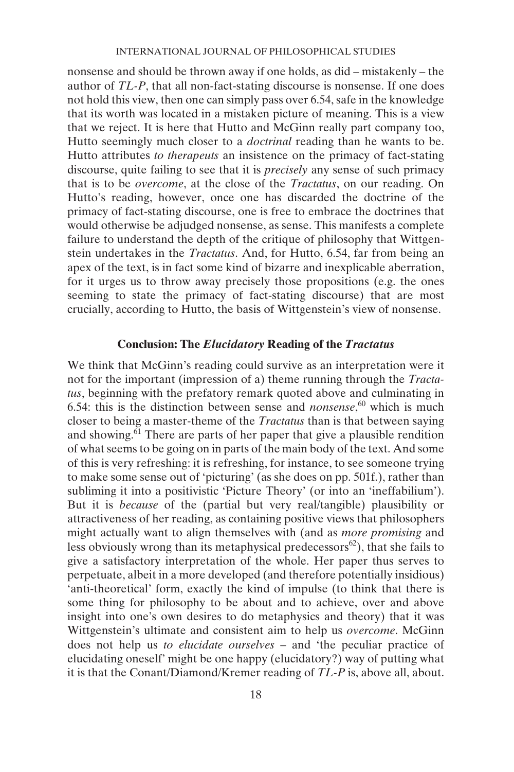nonsense and should be thrown away if one holds, as did – mistakenly – the author of *TL-P*, that all non-fact-stating discourse is nonsense. If one does not hold this view, then one can simply pass over 6.54, safe in the knowledge that its worth was located in a mistaken picture of meaning. This is a view that we reject. It is here that Hutto and McGinn really part company too, Hutto seemingly much closer to a *doctrinal* reading than he wants to be. Hutto attributes *to therapeuts* an insistence on the primacy of fact-stating discourse, quite failing to see that it is *precisely* any sense of such primacy that is to be *overcome*, at the close of the *Tractatus*, on our reading. On Hutto's reading, however, once one has discarded the doctrine of the primacy of fact-stating discourse, one is free to embrace the doctrines that would otherwise be adjudged nonsense, as sense. This manifests a complete failure to understand the depth of the critique of philosophy that Wittgenstein undertakes in the *Tractatus*. And, for Hutto, 6.54, far from being an apex of the text, is in fact some kind of bizarre and inexplicable aberration, for it urges us to throw away precisely those propositions (e.g. the ones seeming to state the primacy of fact-stating discourse) that are most crucially, according to Hutto, the basis of Wittgenstein's view of nonsense.

## Conclusion: The *Elucidatory* Reading of the *Tractatus*

We think that McGinn's reading could survive as an interpretation were it not for the important (impression of a) theme running through the *Tractatus*, beginning with the prefatory remark quoted above and culminating in 6.54: this is the distinction between sense and *nonsense*,[60] which is much closer to being a master-theme of the *Tractatus* than is that between saying and showing.[61] There are parts of her paper that give a plausible rendition of what seems to be going on in parts of the main body of the text. And some of this is very refreshing: it is refreshing, for instance, to see someone trying to make some sense out of 'picturing' (as she does on pp. 501f.), rather than subliming it into a positivistic 'Picture Theory' (or into an 'ineffabilium'). But it is *because* of the (partial but very real/tangible) plausibility or attractiveness of her reading, as containing positive views that philosophers might actually want to align themselves with (and as *more promising* and less obviously wrong than its metaphysical predecessors[62]), that she fails to give a satisfactory interpretation of the whole. Her paper thus serves to perpetuate, albeit in a more developed (and therefore potentially insidious) 'anti-theoretical' form, exactly the kind of impulse (to think that there is some thing for philosophy to be about and to achieve, over and above insight into one's own desires to do metaphysics and theory) that it was Wittgenstein's ultimate and consistent aim to help us *overcome*. McGinn does not help us *to elucidate ourselves* – and 'the peculiar practice of elucidating oneself' might be one happy (elucidatory?) way of putting what it is that the Conant/Diamond/Kremer reading of *TL-P* is, above all, about.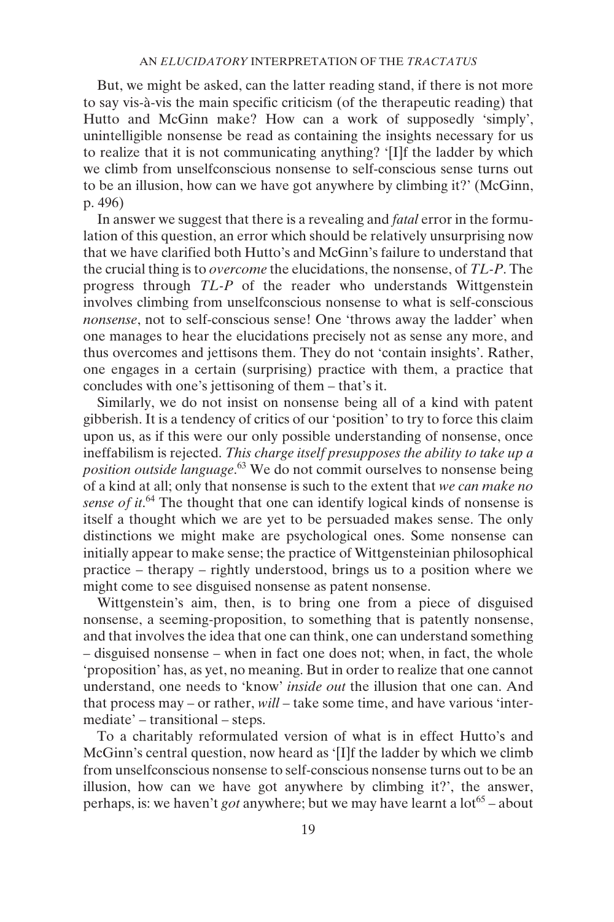But, we might be asked, can the latter reading stand, if there is not more to say vis-à-vis the main specific criticism (of the therapeutic reading) that Hutto and McGinn make? How can a work of supposedly 'simply', unintelligible nonsense be read as containing the insights necessary for us to realize that it is not communicating anything? '[I]f the ladder by which we climb from unselfconscious nonsense to self-conscious sense turns out to be an illusion, how can we have got anywhere by climbing it?' (McGinn, p. 496)

In answer we suggest that there is a revealing and *fatal* error in the formulation of this question, an error which should be relatively unsurprising now that we have clarified both Hutto's and McGinn's failure to understand that the crucial thing is to *overcome* the elucidations, the nonsense, of *TL-P*. The progress through *TL-P* of the reader who understands Wittgenstein involves climbing from unselfconscious nonsense to what is self-conscious *nonsense*, not to self-conscious sense! One 'throws away the ladder' when one manages to hear the elucidations precisely not as sense any more, and thus overcomes and jettisons them. They do not 'contain insights'. Rather, one engages in a certain (surprising) practice with them, a practice that concludes with one's jettisoning of them – that's it.

Similarly, we do not insist on nonsense being all of a kind with patent gibberish. It is a tendency of critics of our 'position' to try to force this claim upon us, as if this were our only possible understanding of nonsense, once ineffabilism is rejected. *This charge itself presupposes the ability to take up a position outside language*.[63] We do not commit ourselves to nonsense being of a kind at all; only that nonsense is such to the extent that *we can make no sense of it*.[64] The thought that one can identify logical kinds of nonsense is itself a thought which we are yet to be persuaded makes sense. The only distinctions we might make are psychological ones. Some nonsense can initially appear to make sense; the practice of Wittgensteinian philosophical practice – therapy – rightly understood, brings us to a position where we might come to see disguised nonsense as patent nonsense.

Wittgenstein's aim, then, is to bring one from a piece of disguised nonsense, a seeming-proposition, to something that is patently nonsense, and that involves the idea that one can think, one can understand something – disguised nonsense – when in fact one does not; when, in fact, the whole 'proposition' has, as yet, no meaning. But in order to realize that one cannot understand, one needs to 'know' *inside out* the illusion that one can. And that process may – or rather, *will* – take some time, and have various 'intermediate' – transitional – steps.

To a charitably reformulated version of what is in effect Hutto's and McGinn's central question, now heard as '[I]f the ladder by which we climb from unselfconscious nonsense to self-conscious nonsense turns out to be an illusion, how can we have got anywhere by climbing it?', the answer, perhaps, is: we haven't *got* anywhere; but we may have learnt a lot[65] – about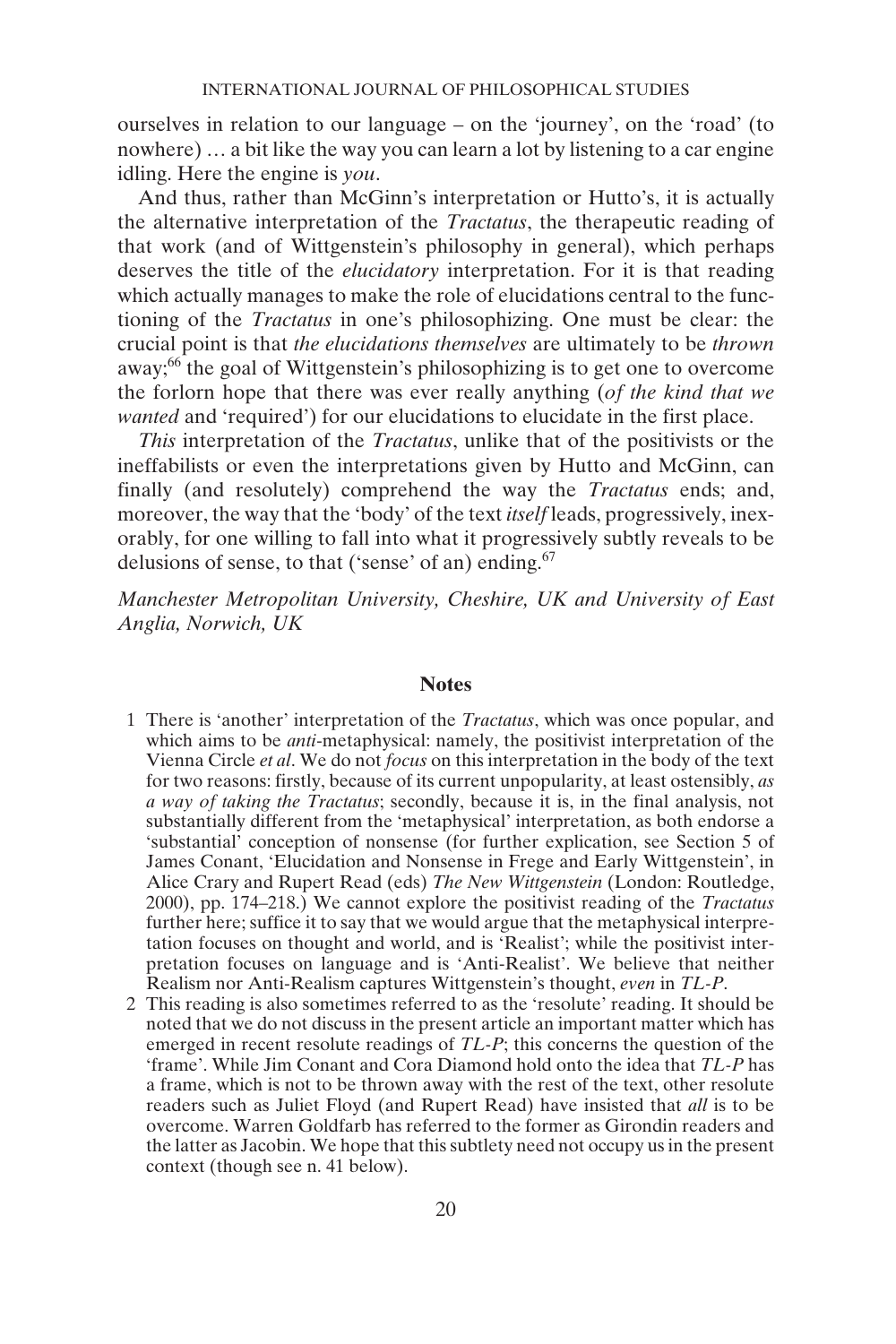ourselves in relation to our language – on the 'journey', on the 'road' (to nowhere) … a bit like the way you can learn a lot by listening to a car engine idling. Here the engine is *you*.

And thus, rather than McGinn's interpretation or Hutto's, it is actually the alternative interpretation of the *Tractatus*, the therapeutic reading of that work (and of Wittgenstein's philosophy in general), which perhaps deserves the title of the *elucidatory* interpretation. For it is that reading which actually manages to make the role of elucidations central to the functioning of the *Tractatus* in one's philosophizing. One must be clear: the crucial point is that *the elucidations themselves* are ultimately to be *thrown* away;[66] the goal of Wittgenstein's philosophizing is to get one to overcome the forlorn hope that there was ever really anything (*of the kind that we wanted* and 'required') for our elucidations to elucidate in the first place.

*This* interpretation of the *Tractatus*, unlike that of the positivists or the ineffabilists or even the interpretations given by Hutto and McGinn, can finally (and resolutely) comprehend the way the *Tractatus* ends; and, moreover, the way that the 'body' of the text *itself* leads, progressively, inexorably, for one willing to fall into what it progressively subtly reveals to be delusions of sense, to that ('sense' of an) ending.[67]

*Manchester Metropolitan University, Cheshire, UK and University of East Anglia, Norwich, UK*

## Notes

1 There is 'another' interpretation of the *Tractatus*, which was once popular, and which aims to be *anti*-metaphysical: namely, the positivist interpretation of the Vienna Circle *et al*. We do not *focus* on this interpretation in the body of the text for two reasons: firstly, because of its current unpopularity, at least ostensibly, *as a way of taking the Tractatus*; secondly, because it is, in the final analysis, not substantially different from the 'metaphysical' interpretation, as both endorse a 'substantial' conception of nonsense (for further explication, see Section 5 of James Conant, 'Elucidation and Nonsense in Frege and Early Wittgenstein', in Alice Crary and Rupert Read (eds) *The New Wittgenstein* (London: Routledge, 2000), pp. 174–218.) We cannot explore the positivist reading of the *Tractatus* further here; suffice it to say that we would argue that the metaphysical interpretation focuses on thought and world, and is 'Realist'; while the positivist interpretation focuses on language and is 'Anti-Realist'. We believe that neither Realism nor Anti-Realism captures Wittgenstein's thought, *even* in *TL-P*.

2 This reading is also sometimes referred to as the 'resolute' reading. It should be noted that we do not discuss in the present article an important matter which has emerged in recent resolute readings of *TL-P*; this concerns the question of the 'frame'. While Jim Conant and Cora Diamond hold onto the idea that *TL-P* has a frame, which is not to be thrown away with the rest of the text, other resolute readers such as Juliet Floyd (and Rupert Read) have insisted that *all* is to be overcome. Warren Goldfarb has referred to the former as Girondin readers and the latter as Jacobin. We hope that this subtlety need not occupy us in the present context (though see n. 41 below).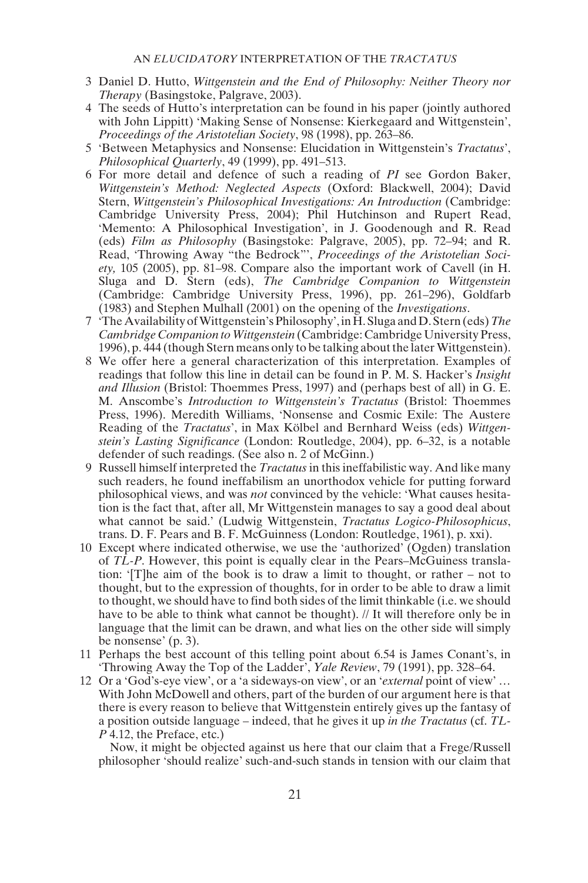3 Daniel D. Hutto, *Wittgenstein and the End of Philosophy: Neither Theory nor Therapy* (Basingstoke, Palgrave, 2003).

4 The seeds of Hutto's interpretation can be found in his paper (jointly authored with John Lippitt) 'Making Sense of Nonsense: Kierkegaard and Wittgenstein', *Proceedings of the Aristotelian Society*, 98 (1998), pp. 263–86.

5 'Between Metaphysics and Nonsense: Elucidation in Wittgenstein's *Tractatus*', *Philosophical Quarterly*, 49 (1999), pp. 491–513.

6 For more detail and defence of such a reading of *PI* see Gordon Baker, *Wittgenstein's Method: Neglected Aspects* (Oxford: Blackwell, 2004); David Stern, *Wittgenstein's Philosophical Investigations: An Introduction* (Cambridge: Cambridge University Press, 2004); Phil Hutchinson and Rupert Read, 'Memento: A Philosophical Investigation', in J. Goodenough and R. Read (eds) *Film as Philosophy* (Basingstoke: Palgrave, 2005), pp. 72–94; and R. Read, 'Throwing Away "the Bedrock"', *Proceedings of the Aristotelian Society,* 105 (2005), pp. 81–98. Compare also the important work of Cavell (in H. Sluga and D. Stern (eds), *The Cambridge Companion to Wittgenstein* (Cambridge: Cambridge University Press, 1996), pp. 261–296), Goldfarb (1983) and Stephen Mulhall (2001) on the opening of the *Investigations*.

7 'The Availability of Wittgenstein's Philosophy', in H. Sluga and D. Stern (eds) *The Cambridge Companion to Wittgenstein* (Cambridge: Cambridge University Press, 1996), p. 444 (though Stern means only to be talking about the later Wittgenstein).

8 We offer here a general characterization of this interpretation. Examples of readings that follow this line in detail can be found in P. M. S. Hacker's *Insight and Illusion* (Bristol: Thoemmes Press, 1997) and (perhaps best of all) in G. E. M. Anscombe's *Introduction to Wittgenstein's Tractatus* (Bristol: Thoemmes Press, 1996). Meredith Williams, 'Nonsense and Cosmic Exile: The Austere Reading of the *Tractatus*', in Max Kölbel and Bernhard Weiss (eds) *Wittgenstein's Lasting Significance* (London: Routledge, 2004), pp. 6–32, is a notable defender of such readings. (See also n. 2 of McGinn.)

9 Russell himself interpreted the *Tractatus* in this ineffabilistic way. And like many such readers, he found ineffabilism an unorthodox vehicle for putting forward philosophical views, and was *not* convinced by the vehicle: 'What causes hesitation is the fact that, after all, Mr Wittgenstein manages to say a good deal about what cannot be said.' (Ludwig Wittgenstein, *Tractatus Logico-Philosophicus*, trans. D. F. Pears and B. F. McGuinness (London: Routledge, 1961), p. xxi).

10 Except where indicated otherwise, we use the 'authorized' (Ogden) translation of *TL-P*. However, this point is equally clear in the Pears–McGuiness translation: '[T]he aim of the book is to draw a limit to thought, or rather – not to thought, but to the expression of thoughts, for in order to be able to draw a limit to thought, we should have to find both sides of the limit thinkable (i.e. we should have to be able to think what cannot be thought). // It will therefore only be in language that the limit can be drawn, and what lies on the other side will simply be nonsense' (p. 3).

11 Perhaps the best account of this telling point about 6.54 is James Conant's, in 'Throwing Away the Top of the Ladder', *Yale Review*, 79 (1991), pp. 328–64.

12 Or a 'God's-eye view', or a 'a sideways-on view', or an '*external* point of view' … With John McDowell and others, part of the burden of our argument here is that there is every reason to believe that Wittgenstein entirely gives up the fantasy of a position outside language – indeed, that he gives it up *in the Tractatus* (cf. *TL-P* 4.12, the Preface, etc.)

Now, it might be objected against us here that our claim that a Frege/Russell philosopher 'should realize' such-and-such stands in tension with our claim that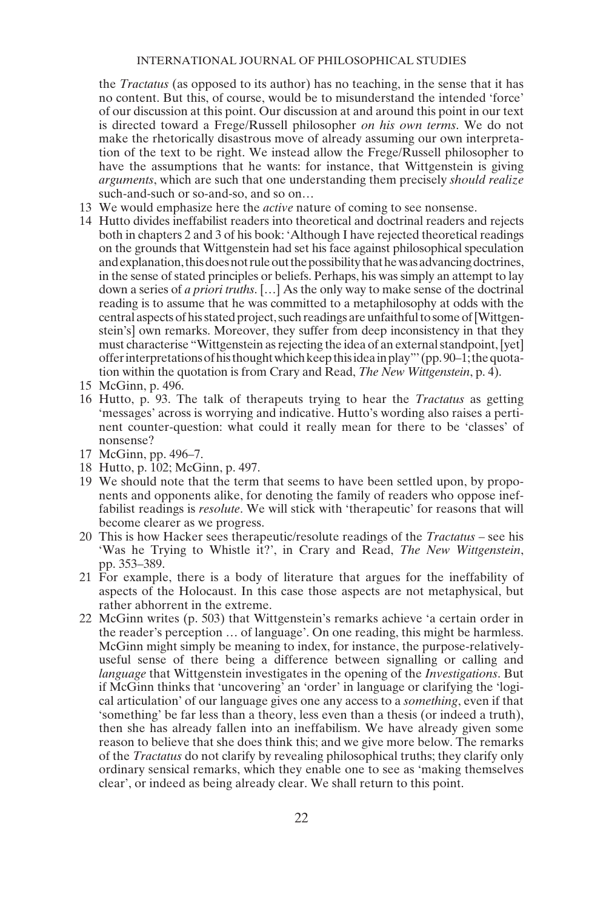the *Tractatus* (as opposed to its author) has no teaching, in the sense that it has no content. But this, of course, would be to misunderstand the intended 'force' of our discussion at this point. Our discussion at and around this point in our text is directed toward a Frege/Russell philosopher *on his own terms*. We do not make the rhetorically disastrous move of already assuming our own interpretation of the text to be right. We instead allow the Frege/Russell philosopher to have the assumptions that he wants: for instance, that Wittgenstein is giving *arguments*, which are such that one understanding them precisely *should realize* such-and-such or so-and-so, and so on…

13 We would emphasize here the *active* nature of coming to see nonsense.

14 Hutto divides ineffabilist readers into theoretical and doctrinal readers and rejects both in chapters 2 and 3 of his book: 'Although I have rejected theoretical readings on the grounds that Wittgenstein had set his face against philosophical speculation and explanation, this does not rule out the possibility that he was advancing doctrines, in the sense of stated principles or beliefs. Perhaps, his was simply an attempt to lay down a series of *a priori truths*. […] As the only way to make sense of the doctrinal reading is to assume that he was committed to a metaphilosophy at odds with the central aspects of his stated project, such readings are unfaithful to some of [Wittgenstein's] own remarks. Moreover, they suffer from deep inconsistency in that they must characterise "Wittgenstein as rejecting the idea of an external standpoint, [yet] offer interpretations of his thought which keep this idea in play"' (pp. 90–1; the quotation within the quotation is from Crary and Read, *The New Wittgenstein*, p. 4).

15 McGinn, p. 496.

16 Hutto, p. 93. The talk of therapeuts trying to hear the *Tractatus* as getting 'messages' across is worrying and indicative. Hutto's wording also raises a pertinent counter-question: what could it really mean for there to be 'classes' of nonsense?

17 McGinn, pp. 496–7.

18 Hutto, p. 102; McGinn, p. 497.

19 We should note that the term that seems to have been settled upon, by proponents and opponents alike, for denoting the family of readers who oppose ineffabilist readings is *resolute*. We will stick with 'therapeutic' for reasons that will become clearer as we progress.

20 This is how Hacker sees therapeutic/resolute readings of the *Tractatus* – see his 'Was he Trying to Whistle it?', in Crary and Read, *The New Wittgenstein*, pp. 353–389.

21 For example, there is a body of literature that argues for the ineffability of aspects of the Holocaust. In this case those aspects are not metaphysical, but rather abhorrent in the extreme.

22 McGinn writes (p. 503) that Wittgenstein's remarks achieve 'a certain order in the reader's perception … of language'. On one reading, this might be harmless. McGinn might simply be meaning to index, for instance, the purpose-relatively-useful sense of there being a difference between signalling or calling and *language* that Wittgenstein investigates in the opening of the *Investigations*. But if McGinn thinks that 'uncovering' an 'order' in language or clarifying the 'logical articulation' of our language gives one any access to a *something*, even if that 'something' be far less than a theory, less even than a thesis (or indeed a truth), then she has already fallen into an ineffabilism. We have already given some reason to believe that she does think this; and we give more below. The remarks of the *Tractatus* do not clarify by revealing philosophical truths; they clarify only ordinary sensical remarks, which they enable one to see as 'making themselves clear', or indeed as being already clear. We shall return to this point.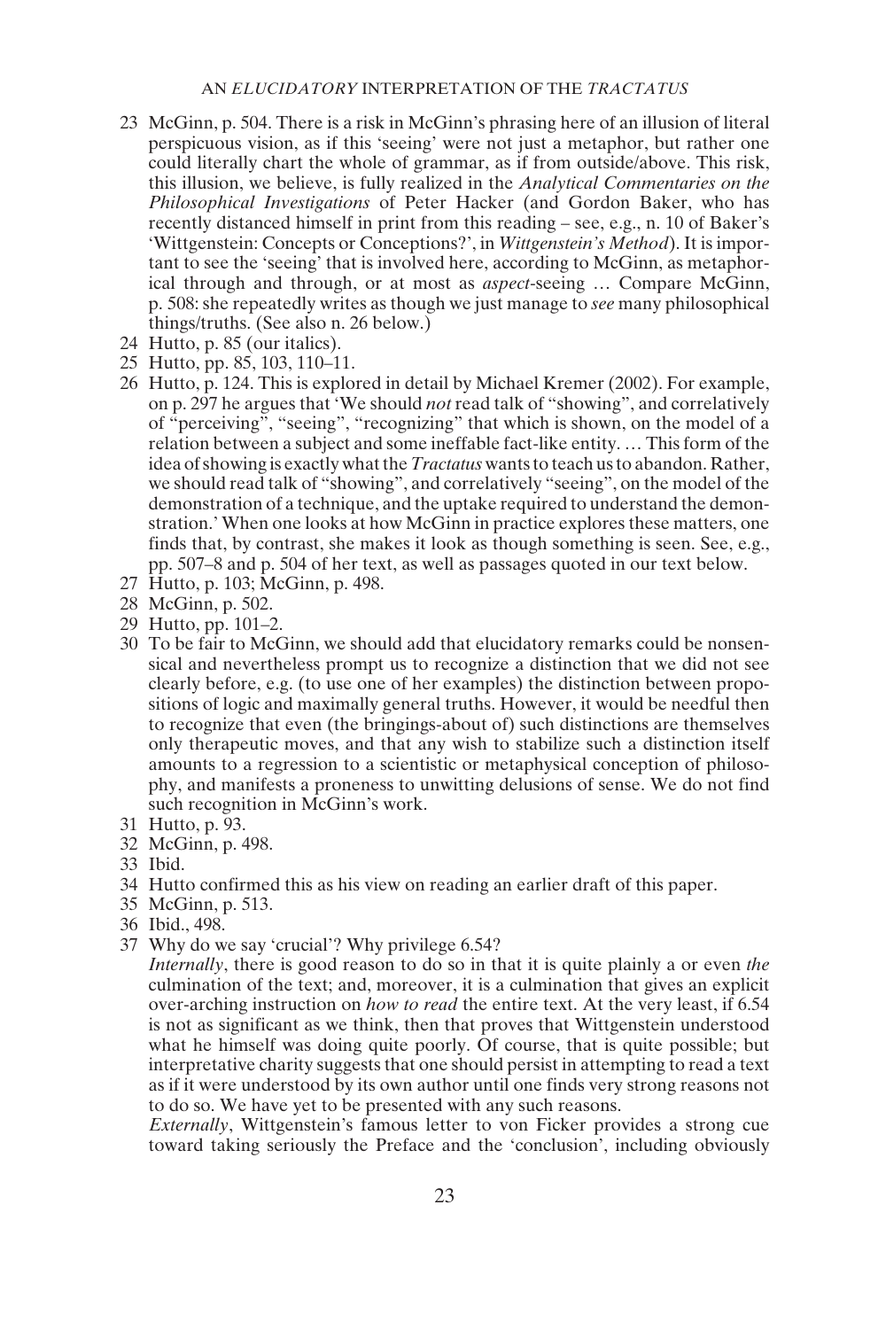23 McGinn, p. 504. There is a risk in McGinn's phrasing here of an illusion of literal perspicuous vision, as if this 'seeing' were not just a metaphor, but rather one could literally chart the whole of grammar, as if from outside/above. This risk, this illusion, we believe, is fully realized in the *Analytical Commentaries on the Philosophical Investigations* of Peter Hacker (and Gordon Baker, who has recently distanced himself in print from this reading – see, e.g., n. 10 of Baker's 'Wittgenstein: Concepts or Conceptions?', in *Wittgenstein's Method*). It is important to see the 'seeing' that is involved here, according to McGinn, as metaphorical through and through, or at most as *aspect*-seeing … Compare McGinn, p. 508: she repeatedly writes as though we just manage to *see* many philosophical things/truths. (See also n. 26 below.)

24 Hutto, p. 85 (our italics).

25 Hutto, pp. 85, 103, 110–11.

26 Hutto, p. 124. This is explored in detail by Michael Kremer (2002). For example, on p. 297 he argues that 'We should *not* read talk of "showing", and correlatively of "perceiving", "seeing", "recognizing" that which is shown, on the model of a relation between a subject and some ineffable fact-like entity. … This form of the idea of showing is exactly what the *Tractatus* wants to teach us to abandon. Rather, we should read talk of "showing", and correlatively "seeing", on the model of the demonstration of a technique, and the uptake required to understand the demonstration.' When one looks at how McGinn in practice explores these matters, one finds that, by contrast, she makes it look as though something is seen. See, e.g., pp. 507–8 and p. 504 of her text, as well as passages quoted in our text below.

27 Hutto, p. 103; McGinn, p. 498.

28 McGinn, p. 502.

29 Hutto, pp. 101–2.

30 To be fair to McGinn, we should add that elucidatory remarks could be nonsensical and nevertheless prompt us to recognize a distinction that we did not see clearly before, e.g. (to use one of her examples) the distinction between propositions of logic and maximally general truths. However, it would be needful then to recognize that even (the bringings-about of) such distinctions are themselves only therapeutic moves, and that any wish to stabilize such a distinction itself amounts to a regression to a scientistic or metaphysical conception of philosophy, and manifests a proneness to unwitting delusions of sense. We do not find such recognition in McGinn's work.

31 Hutto, p. 93.

32 McGinn, p. 498.

33 Ibid.

34 Hutto confirmed this as his view on reading an earlier draft of this paper.

35 McGinn, p. 513.

36 Ibid., 498.

37 Why do we say 'crucial'? Why privilege 6.54?

*Internally*, there is good reason to do so in that it is quite plainly a or even *the* culmination of the text; and, moreover, it is a culmination that gives an explicit over-arching instruction on *how to read* the entire text. At the very least, if 6.54 is not as significant as we think, then that proves that Wittgenstein understood what he himself was doing quite poorly. Of course, that is quite possible; but interpretative charity suggests that one should persist in attempting to read a text as if it were understood by its own author until one finds very strong reasons not to do so. We have yet to be presented with any such reasons.

*Externally*, Wittgenstein's famous letter to von Ficker provides a strong cue toward taking seriously the Preface and the 'conclusion', including obviously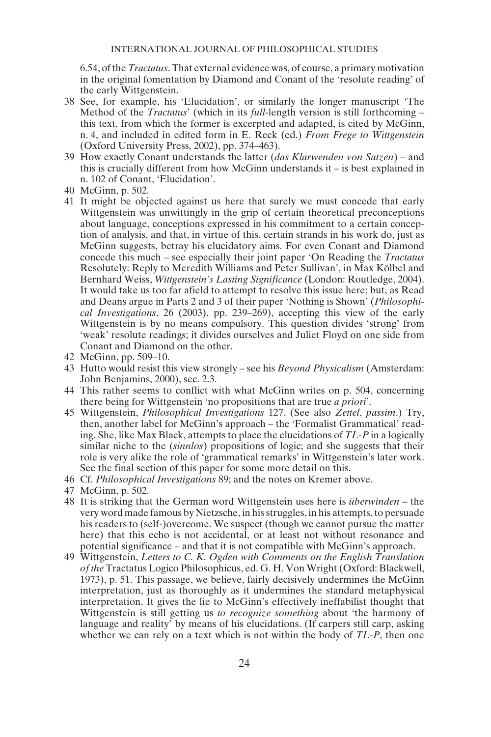6.54, of the *Tractatus*. That external evidence was, of course, a primary motivation in the original fomentation by Diamond and Conant of the 'resolute reading' of the early Wittgenstein.

38 See, for example, his 'Elucidation', or similarly the longer manuscript 'The Method of the *Tractatus*' (which in its *full*-length version is still forthcoming – this text, from which the former is excerpted and adapted, is cited by McGinn, n. 4, and included in edited form in E. Reck (ed.) *From Frege to Wittgenstein* (Oxford University Press, 2002), pp. 374–463).

39 How exactly Conant understands the latter (*das Klarwenden von Satzen*) – and this is crucially different from how McGinn understands it – is best explained in n. 102 of Conant, 'Elucidation'.

40 McGinn, p. 502.

41 It might be objected against us here that surely we must concede that early Wittgenstein was unwittingly in the grip of certain theoretical preconceptions about language, conceptions expressed in his commitment to a certain conception of analysis, and that, in virtue of this, certain strands in his work do, just as McGinn suggests, betray his elucidatory aims. For even Conant and Diamond concede this much – see especially their joint paper 'On Reading the *Tractatus* Resolutely: Reply to Meredith Williams and Peter Sullivan', in Max Kölbel and Bernhard Weiss, *Wittgenstein's Lasting Significance* (London: Routledge, 2004). It would take us too far afield to attempt to resolve this issue here; but, as Read and Deans argue in Parts 2 and 3 of their paper 'Nothing is Shown' (*Philosophical Investigations*, 26 (2003), pp. 239–269), accepting this view of the early Wittgenstein is by no means compulsory. This question divides 'strong' from 'weak' resolute readings; it divides ourselves and Juliet Floyd on one side from Conant and Diamond on the other.

42 McGinn, pp. 509–10.

43 Hutto would resist this view strongly – see his *Beyond Physicalism* (Amsterdam: John Benjamins, 2000), sec. 2.3.

44 This rather seems to conflict with what McGinn writes on p. 504, concerning there being for Wittgenstein 'no propositions that are true *a priori*'.

45 Wittgenstein, *Philosophical Investigations* 127. (See also *Zettel*, *passim*.) Try, then, another label for McGinn's approach – the 'Formalist Grammatical' reading. She, like Max Black, attempts to place the elucidations of *TL-P* in a logically similar niche to the (*sinnlos*) propositions of logic; and she suggests that their role is very alike the role of 'grammatical remarks' in Wittgenstein's later work. See the final section of this paper for some more detail on this.

46 Cf. *Philosophical Investigations* 89; and the notes on Kremer above.

47 McGinn, p. 502.

48 It is striking that the German word Wittgenstein uses here is *überwinden* – the very word made famous by Nietzsche, in his struggles, in his attempts, to persuade his readers to (self-)overcome. We suspect (though we cannot pursue the matter here) that this echo is not accidental, or at least not without resonance and potential significance – and that it is not compatible with McGinn's approach.

49 Wittgenstein, *Letters to C. K. Ogden with Comments on the English Translation of the* Tractatus Logico Philosophicus, ed. G. H. Von Wright (Oxford: Blackwell, 1973), p. 51. This passage, we believe, fairly decisively undermines the McGinn interpretation, just as thoroughly as it undermines the standard metaphysical interpretation. It gives the lie to McGinn's effectively ineffabilist thought that Wittgenstein is still getting us *to recognize something* about 'the harmony of language and reality' by means of his elucidations. (If carpers still carp, asking whether we can rely on a text which is not within the body of *TL-P*, then one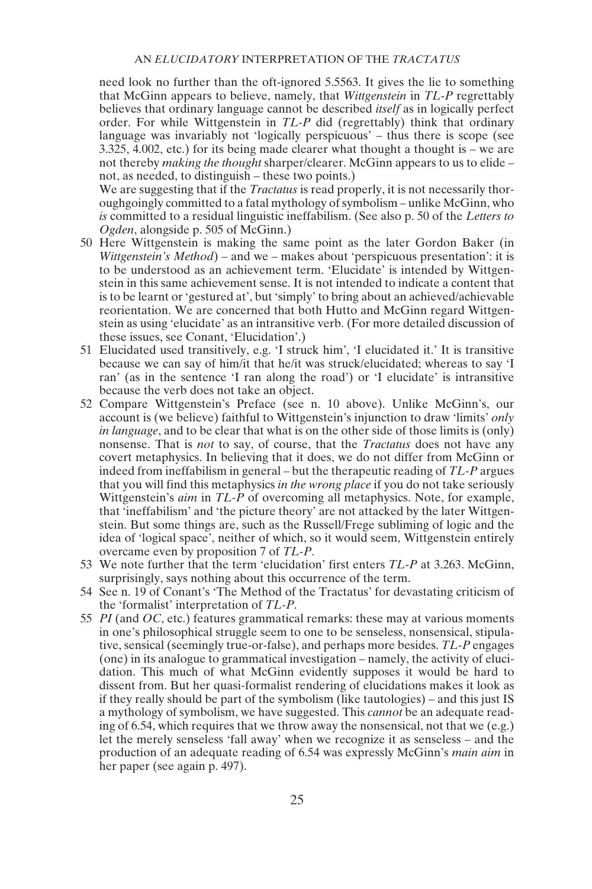need look no further than the oft-ignored 5.5563. It gives the lie to something that McGinn appears to believe, namely, that *Wittgenstein* in *TL-P* regrettably believes that ordinary language cannot be described *itself* as in logically perfect order. For while Wittgenstein in *TL-P* did (regrettably) think that ordinary language was invariably not 'logically perspicuous' – thus there is scope (see 3.325, 4.002, etc.) for its being made clearer what thought a thought is – we are not thereby *making the thought* sharper/clearer. McGinn appears to us to elide – not, as needed, to distinguish – these two points.)

We are suggesting that if the *Tractatus* is read properly, it is not necessarily thoroughgoingly committed to a fatal mythology of symbolism – unlike McGinn, who *is* committed to a residual linguistic ineffabilism. (See also p. 50 of the *Letters to Ogden*, alongside p. 505 of McGinn.)

50 Here Wittgenstein is making the same point as the later Gordon Baker (in *Wittgenstein's Method*) – and we – makes about 'perspicuous presentation': it is to be understood as an achievement term. 'Elucidate' is intended by Wittgenstein in this same achievement sense. It is not intended to indicate a content that is to be learnt or 'gestured at', but 'simply' to bring about an achieved/achievable reorientation. We are concerned that both Hutto and McGinn regard Wittgenstein as using 'elucidate' as an intransitive verb. (For more detailed discussion of these issues, see Conant, 'Elucidation'.)

51 Elucidated used transitively, e.g. 'I struck him', 'I elucidated it.' It is transitive because we can say of him/it that he/it was struck/elucidated; whereas to say 'I ran' (as in the sentence 'I ran along the road') or 'I elucidate' is intransitive because the verb does not take an object.

52 Compare Wittgenstein's Preface (see n. 10 above). Unlike McGinn's, our account is (we believe) faithful to Wittgenstein's injunction to draw 'limits' *only in language*, and to be clear that what is on the other side of those limits is (only) nonsense. That is *not* to say, of course, that the *Tractatus* does not have any covert metaphysics. In believing that it does, we do not differ from McGinn or indeed from ineffabilism in general – but the therapeutic reading of *TL-P* argues that you will find this metaphysics *in the wrong place* if you do not take seriously Wittgenstein's *aim* in *TL-P* of overcoming all metaphysics. Note, for example, that 'ineffabilism' and 'the picture theory' are not attacked by the later Wittgenstein. But some things are, such as the Russell/Frege subliming of logic and the idea of 'logical space', neither of which, so it would seem, Wittgenstein entirely overcame even by proposition 7 of *TL-P*.

53 We note further that the term 'elucidation' first enters *TL-P* at 3.263. McGinn, surprisingly, says nothing about this occurrence of the term.

54 See n. 19 of Conant's 'The Method of the Tractatus' for devastating criticism of the 'formalist' interpretation of *TL-P*.

55 *PI* (and *OC*, etc.) features grammatical remarks: these may at various moments in one's philosophical struggle seem to one to be senseless, nonsensical, stipulative, sensical (seemingly true-or-false), and perhaps more besides. *TL-P* engages (one) in its analogue to grammatical investigation – namely, the activity of elucidation. This much of what McGinn evidently supposes it would be hard to dissent from. But her quasi-formalist rendering of elucidations makes it look as if they really should be part of the symbolism (like tautologies) – and this just IS a mythology of symbolism, we have suggested. This *cannot* be an adequate reading of 6.54, which requires that we throw away the nonsensical, not that we (e.g.) let the merely senseless 'fall away' when we recognize it as senseless – and the production of an adequate reading of 6.54 was expressly McGinn's *main aim* in her paper (see again p. 497).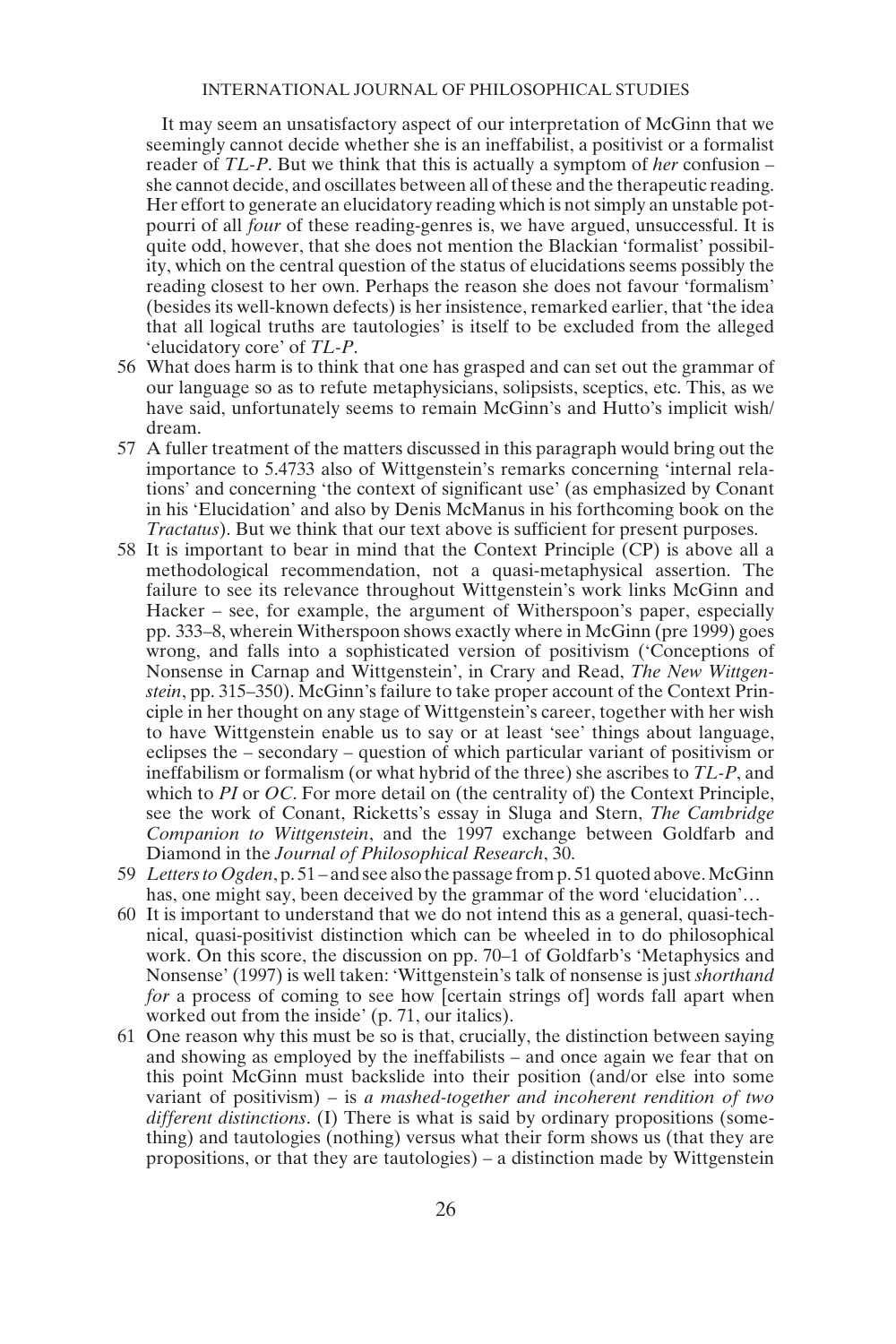It may seem an unsatisfactory aspect of our interpretation of McGinn that we seemingly cannot decide whether she is an ineffabilist, a positivist or a formalist reader of *TL-P*. But we think that this is actually a symptom of *her* confusion – she cannot decide, and oscillates between all of these and the therapeutic reading. Her effort to generate an elucidatory reading which is not simply an unstable potpourri of all *four* of these reading-genres is, we have argued, unsuccessful. It is quite odd, however, that she does not mention the Blackian 'formalist' possibility, which on the central question of the status of elucidations seems possibly the reading closest to her own. Perhaps the reason she does not favour 'formalism' (besides its well-known defects) is her insistence, remarked earlier, that 'the idea that all logical truths are tautologies' is itself to be excluded from the alleged 'elucidatory core' of *TL-P*.

56 What does harm is to think that one has grasped and can set out the grammar of our language so as to refute metaphysicians, solipsists, sceptics, etc. This, as we have said, unfortunately seems to remain McGinn's and Hutto's implicit wish/dream.

57 A fuller treatment of the matters discussed in this paragraph would bring out the importance to 5.4733 also of Wittgenstein's remarks concerning 'internal relations' and concerning 'the context of significant use' (as emphasized by Conant in his 'Elucidation' and also by Denis McManus in his forthcoming book on the *Tractatus*). But we think that our text above is sufficient for present purposes.

58 It is important to bear in mind that the Context Principle (CP) is above all a methodological recommendation, not a quasi-metaphysical assertion. The failure to see its relevance throughout Wittgenstein's work links McGinn and Hacker – see, for example, the argument of Witherspoon's paper, especially pp. 333–8, wherein Witherspoon shows exactly where in McGinn (pre 1999) goes wrong, and falls into a sophisticated version of positivism ('Conceptions of Nonsense in Carnap and Wittgenstein', in Crary and Read, *The New Wittgenstein*, pp. 315–350). McGinn's failure to take proper account of the Context Principle in her thought on any stage of Wittgenstein's career, together with her wish to have Wittgenstein enable us to say or at least 'see' things about language, eclipses the – secondary – question of which particular variant of positivism or ineffabilism or formalism (or what hybrid of the three) she ascribes to *TL-P*, and which to *PI* or *OC*. For more detail on (the centrality of) the Context Principle, see the work of Conant, Ricketts's essay in Sluga and Stern, *The Cambridge Companion to Wittgenstein*, and the 1997 exchange between Goldfarb and Diamond in the *Journal of Philosophical Research*, 30.

59 *Letters to Ogden*, p. 51 – and see also the passage from p. 51 quoted above. McGinn has, one might say, been deceived by the grammar of the word 'elucidation'…

60 It is important to understand that we do not intend this as a general, quasi-technical, quasi-positivist distinction which can be wheeled in to do philosophical work. On this score, the discussion on pp. 70–1 of Goldfarb's 'Metaphysics and Nonsense' (1997) is well taken: 'Wittgenstein's talk of nonsense is just *shorthand for* a process of coming to see how [certain strings of] words fall apart when worked out from the inside' (p. 71, our italics).

61 One reason why this must be so is that, crucially, the distinction between saying and showing as employed by the ineffabilists – and once again we fear that on this point McGinn must backslide into their position (and/or else into some variant of positivism) – is *a mashed-together and incoherent rendition of two different distinctions*. (I) There is what is said by ordinary propositions (something) and tautologies (nothing) versus what their form shows us (that they are propositions, or that they are tautologies) – a distinction made by Wittgenstein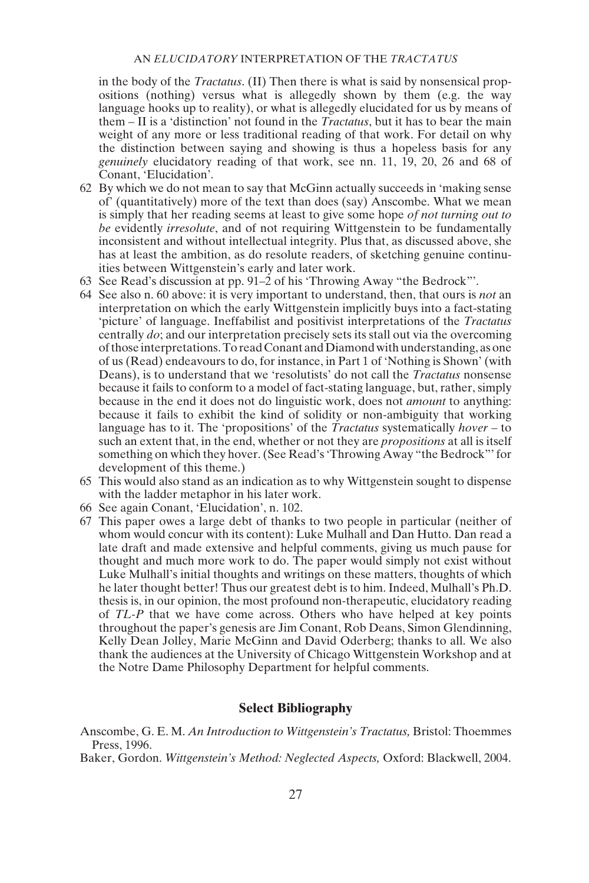in the body of the *Tractatus*. (II) Then there is what is said by nonsensical propositions (nothing) versus what is allegedly shown by them (e.g. the way language hooks up to reality), or what is allegedly elucidated for us by means of them – II is a 'distinction' not found in the *Tractatus*, but it has to bear the main weight of any more or less traditional reading of that work. For detail on why the distinction between saying and showing is thus a hopeless basis for any *genuinely* elucidatory reading of that work, see nn. 11, 19, 20, 26 and 68 of Conant, 'Elucidation'.

62 By which we do not mean to say that McGinn actually succeeds in 'making sense of' (quantitatively) more of the text than does (say) Anscombe. What we mean is simply that her reading seems at least to give some hope *of not turning out to be* evidently *irresolute*, and of not requiring Wittgenstein to be fundamentally inconsistent and without intellectual integrity. Plus that, as discussed above, she has at least the ambition, as do resolute readers, of sketching genuine continuities between Wittgenstein's early and later work.

63 See Read's discussion at pp. 91–2 of his 'Throwing Away "the Bedrock"'.

64 See also n. 60 above: it is very important to understand, then, that ours is *not* an interpretation on which the early Wittgenstein implicitly buys into a fact-stating 'picture' of language. Ineffabilist and positivist interpretations of the *Tractatus* centrally *do*; and our interpretation precisely sets its stall out via the overcoming of those interpretations. To read Conant and Diamond with understanding, as one of us (Read) endeavours to do, for instance, in Part 1 of 'Nothing is Shown' (with Deans), is to understand that we 'resolutists' do not call the *Tractatus* nonsense because it fails to conform to a model of fact-stating language, but, rather, simply because in the end it does not do linguistic work, does not *amount* to anything: because it fails to exhibit the kind of solidity or non-ambiguity that working language has to it. The 'propositions' of the *Tractatus* systematically *hover* – to such an extent that, in the end, whether or not they are *propositions* at all is itself something on which they hover. (See Read's 'Throwing Away "the Bedrock"' for development of this theme.)

65 This would also stand as an indication as to why Wittgenstein sought to dispense with the ladder metaphor in his later work.

66 See again Conant, 'Elucidation', n. 102.

67 This paper owes a large debt of thanks to two people in particular (neither of whom would concur with its content): Luke Mulhall and Dan Hutto. Dan read a late draft and made extensive and helpful comments, giving us much pause for thought and much more work to do. The paper would simply not exist without Luke Mulhall's initial thoughts and writings on these matters, thoughts of which he later thought better! Thus our greatest debt is to him. Indeed, Mulhall's Ph.D. thesis is, in our opinion, the most profound non-therapeutic, elucidatory reading of *TL-P* that we have come across. Others who have helped at key points throughout the paper's genesis are Jim Conant, Rob Deans, Simon Glendinning, Kelly Dean Jolley, Marie McGinn and David Oderberg; thanks to all. We also thank the audiences at the University of Chicago Wittgenstein Workshop and at the Notre Dame Philosophy Department for helpful comments.

## Select Bibliography

Anscombe, G. E. M. *An Introduction to Wittgenstein's Tractatus,* Bristol: Thoemmes Press, 1996.

Baker, Gordon. *Wittgenstein's Method: Neglected Aspects,* Oxford: Blackwell, 2004.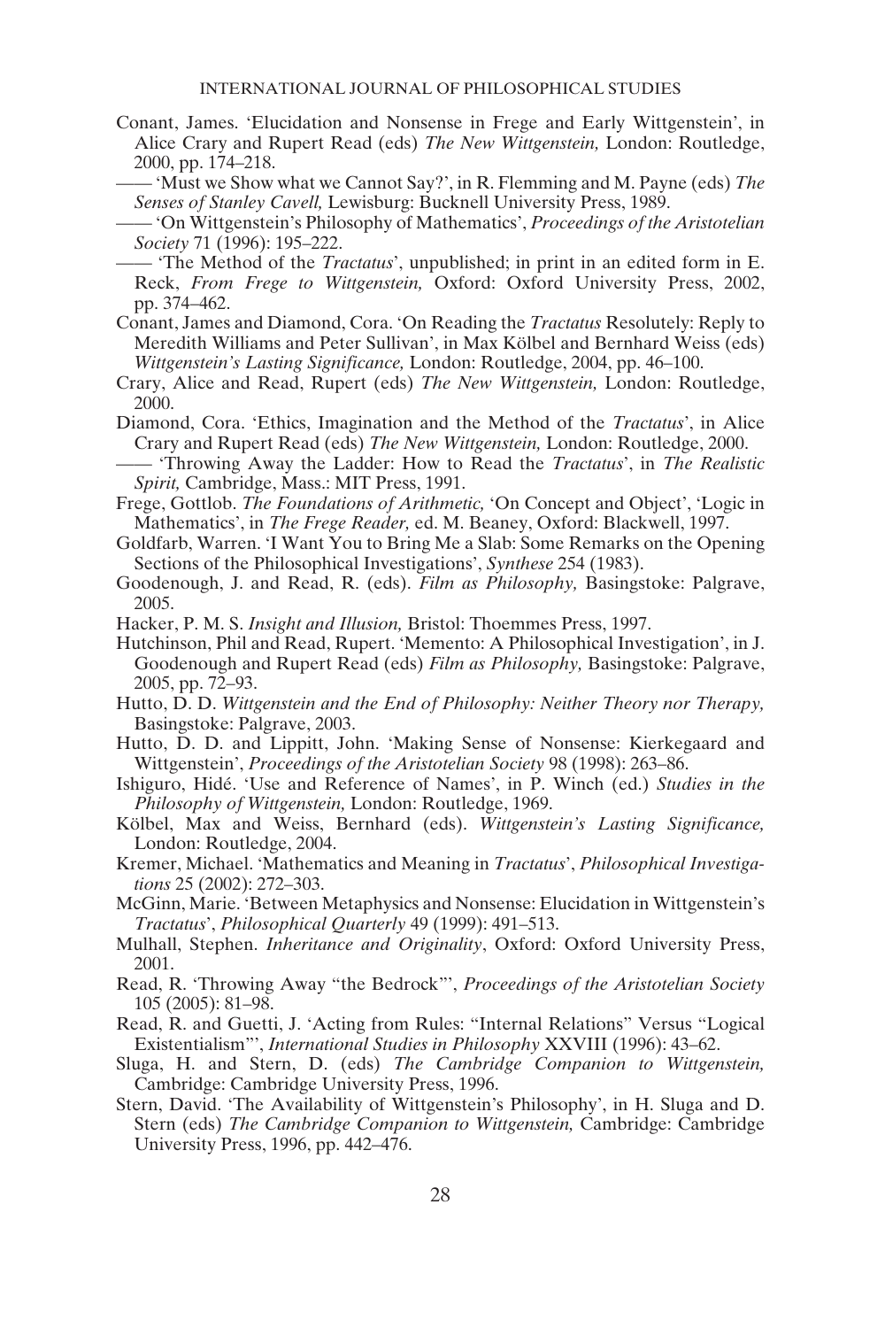Conant, James. 'Elucidation and Nonsense in Frege and Early Wittgenstein', in Alice Crary and Rupert Read (eds) *The New Wittgenstein,* London: Routledge, 2000, pp. 174–218.

—— 'Must we Show what we Cannot Say?', in R. Flemming and M. Payne (eds) *The Senses of Stanley Cavell,* Lewisburg: Bucknell University Press, 1989.

—— 'On Wittgenstein's Philosophy of Mathematics', *Proceedings of the Aristotelian Society* 71 (1996): 195–222.

—— 'The Method of the *Tractatus*', unpublished; in print in an edited form in E. Reck, *From Frege to Wittgenstein,* Oxford: Oxford University Press, 2002, pp. 374–462.

Conant, James and Diamond, Cora. 'On Reading the *Tractatus* Resolutely: Reply to Meredith Williams and Peter Sullivan', in Max Kölbel and Bernhard Weiss (eds) *Wittgenstein's Lasting Significance,* London: Routledge, 2004, pp. 46–100.

Crary, Alice and Read, Rupert (eds) *The New Wittgenstein,* London: Routledge, 2000.

Diamond, Cora. 'Ethics, Imagination and the Method of the *Tractatus*', in Alice Crary and Rupert Read (eds) *The New Wittgenstein,* London: Routledge, 2000.

—— 'Throwing Away the Ladder: How to Read the *Tractatus*', in *The Realistic Spirit,* Cambridge, Mass.: MIT Press, 1991.

Frege, Gottlob. *The Foundations of Arithmetic,* 'On Concept and Object', 'Logic in Mathematics', in *The Frege Reader,* ed. M. Beaney, Oxford: Blackwell, 1997.

Goldfarb, Warren. 'I Want You to Bring Me a Slab: Some Remarks on the Opening Sections of the Philosophical Investigations', *Synthese* 254 (1983).

Goodenough, J. and Read, R. (eds). *Film as Philosophy,* Basingstoke: Palgrave, 2005.

Hacker, P. M. S. *Insight and Illusion,* Bristol: Thoemmes Press, 1997.

Hutchinson, Phil and Read, Rupert. 'Memento: A Philosophical Investigation', in J. Goodenough and Rupert Read (eds) *Film as Philosophy,* Basingstoke: Palgrave, 2005, pp. 72–93.

Hutto, D. D. *Wittgenstein and the End of Philosophy: Neither Theory nor Therapy,* Basingstoke: Palgrave, 2003.

Hutto, D. D. and Lippitt, John. 'Making Sense of Nonsense: Kierkegaard and Wittgenstein', *Proceedings of the Aristotelian Society* 98 (1998): 263–86.

Ishiguro, Hidé. 'Use and Reference of Names', in P. Winch (ed.) *Studies in the Philosophy of Wittgenstein,* London: Routledge, 1969.

Kölbel, Max and Weiss, Bernhard (eds). *Wittgenstein's Lasting Significance,* London: Routledge, 2004.

Kremer, Michael. 'Mathematics and Meaning in *Tractatus*', *Philosophical Investigations* 25 (2002): 272–303.

McGinn, Marie. 'Between Metaphysics and Nonsense: Elucidation in Wittgenstein's *Tractatus*', *Philosophical Quarterly* 49 (1999): 491–513.

Mulhall, Stephen. *Inheritance and Originality*, Oxford: Oxford University Press, 2001.

Read, R. 'Throwing Away "the Bedrock"', *Proceedings of the Aristotelian Society* 105 (2005): 81–98.

Read, R. and Guetti, J. 'Acting from Rules: "Internal Relations" Versus "Logical Existentialism"', *International Studies in Philosophy* XXVIII (1996): 43–62.

Sluga, H. and Stern, D. (eds) *The Cambridge Companion to Wittgenstein,* Cambridge: Cambridge University Press, 1996.

Stern, David. 'The Availability of Wittgenstein's Philosophy', in H. Sluga and D. Stern (eds) *The Cambridge Companion to Wittgenstein,* Cambridge: Cambridge University Press, 1996, pp. 442–476.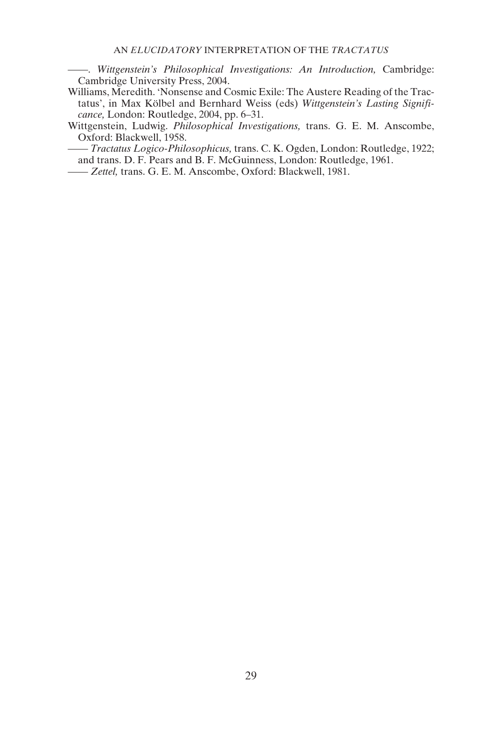——. *Wittgenstein's Philosophical Investigations: An Introduction,* Cambridge: Cambridge University Press, 2004.

Williams, Meredith. 'Nonsense and Cosmic Exile: The Austere Reading of the Tractatus', in Max Kölbel and Bernhard Weiss (eds) *Wittgenstein's Lasting Significance,* London: Routledge, 2004, pp. 6–31.

Wittgenstein, Ludwig. *Philosophical Investigations,* trans. G. E. M. Anscombe, Oxford: Blackwell, 1958.

—— *Tractatus Logico-Philosophicus,* trans. C. K. Ogden, London: Routledge, 1922; and trans. D. F. Pears and B. F. McGuinness, London: Routledge, 1961.

—— *Zettel,* trans. G. E. M. Anscombe, Oxford: Blackwell, 1981.